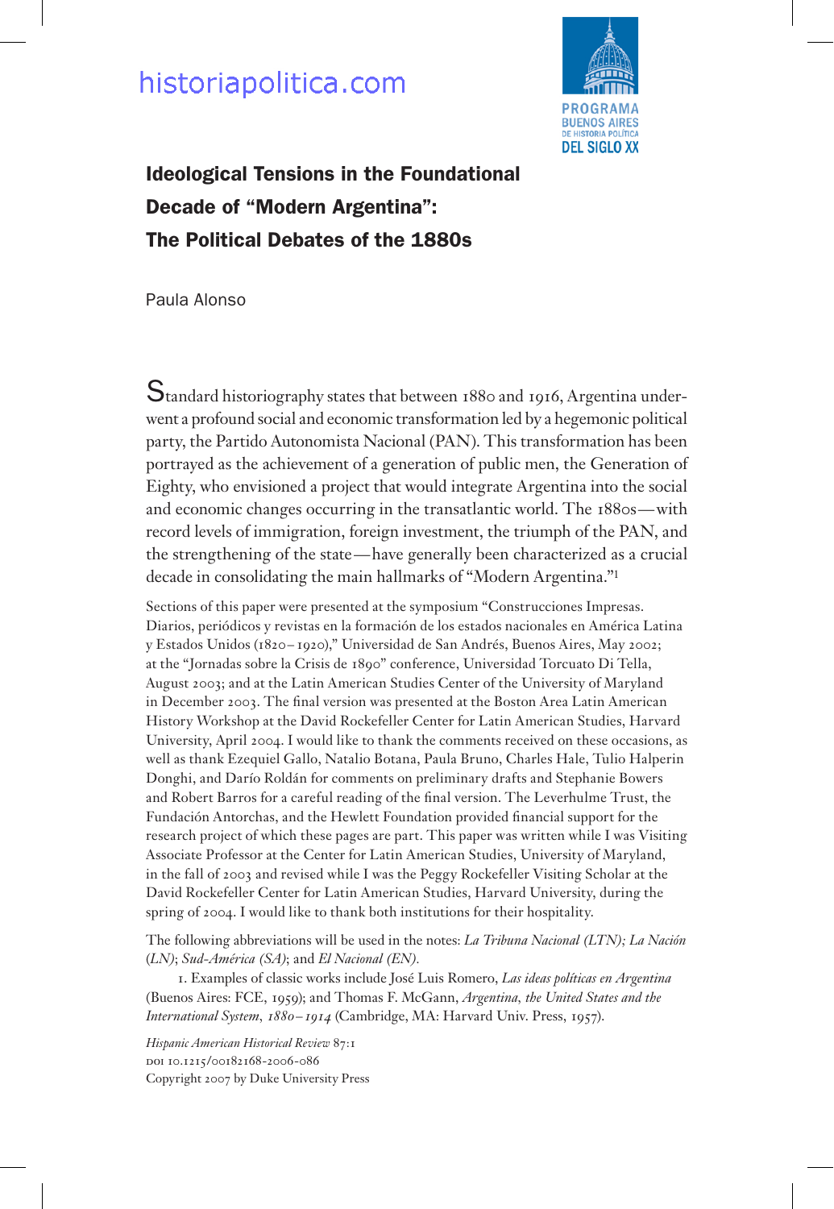historiapolitica.com

PROGRAMA BUENOS AIRES DE HISTORIA POLÍTICA DEL SIGLO XX

# Ideological Tensions in the Foundational Decade of "Modern Argentina": The Political Debates of the 1880s

Paula Alonso

Standard historiography states that between 1880 and 1916, Argentina underwent a profound social and economic transformation led by a hegemonic political party, the Partido Autonomista Nacional (PAN). This transformation has been portrayed as the achievement of a generation of public men, the Generation of Eighty, who envisioned a project that would integrate Argentina into the social and economic changes occurring in the transatlantic world. The 1880s—with record levels of immigration, foreign investment, the triumph of the PAN, and the strengthening of the state—have generally been characterized as a crucial decade in consolidating the main hallmarks of "Modern Argentina."[1]

Sections of this paper were presented at the symposium "Construcciones Impresas. Diarios, periódicos y revistas en la formación de los estados nacionales en América Latina y Estados Unidos (1820–1920)," Universidad de San Andrés, Buenos Aires, May 2002; at the "Jornadas sobre la Crisis de 1890" conference, Universidad Torcuato Di Tella, August 2003; and at the Latin American Studies Center of the University of Maryland in December 2003. The final version was presented at the Boston Area Latin American History Workshop at the David Rockefeller Center for Latin American Studies, Harvard University, April 2004. I would like to thank the comments received on these occasions, as well as thank Ezequiel Gallo, Natalio Botana, Paula Bruno, Charles Hale, Tulio Halperin Donghi, and Darío Roldán for comments on preliminary drafts and Stephanie Bowers and Robert Barros for a careful reading of the final version. The Leverhulme Trust, the Fundación Antorchas, and the Hewlett Foundation provided financial support for the research project of which these pages are part. This paper was written while I was Visiting Associate Professor at the Center for Latin American Studies, University of Maryland, in the fall of 2003 and revised while I was the Peggy Rockefeller Visiting Scholar at the David Rockefeller Center for Latin American Studies, Harvard University, during the spring of 2004. I would like to thank both institutions for their hospitality.

The following abbreviations will be used in the notes: *La Tribuna Nacional (LTN); La Nación (LN)*; *Sud-América (SA)*; and *El Nacional (EN).*

1. Examples of classic works include José Luis Romero, *Las ideas políticas en Argentina* (Buenos Aires: FCE, 1959); and Thomas F. McGann, *Argentina, the United States and the International System, 1880–1914* (Cambridge, MA: Harvard Univ. Press, 1957).

*Hispanic American Historical Review* 87:1
doi 10.1215/00182168-2006-086
Copyright 2007 by Duke University Press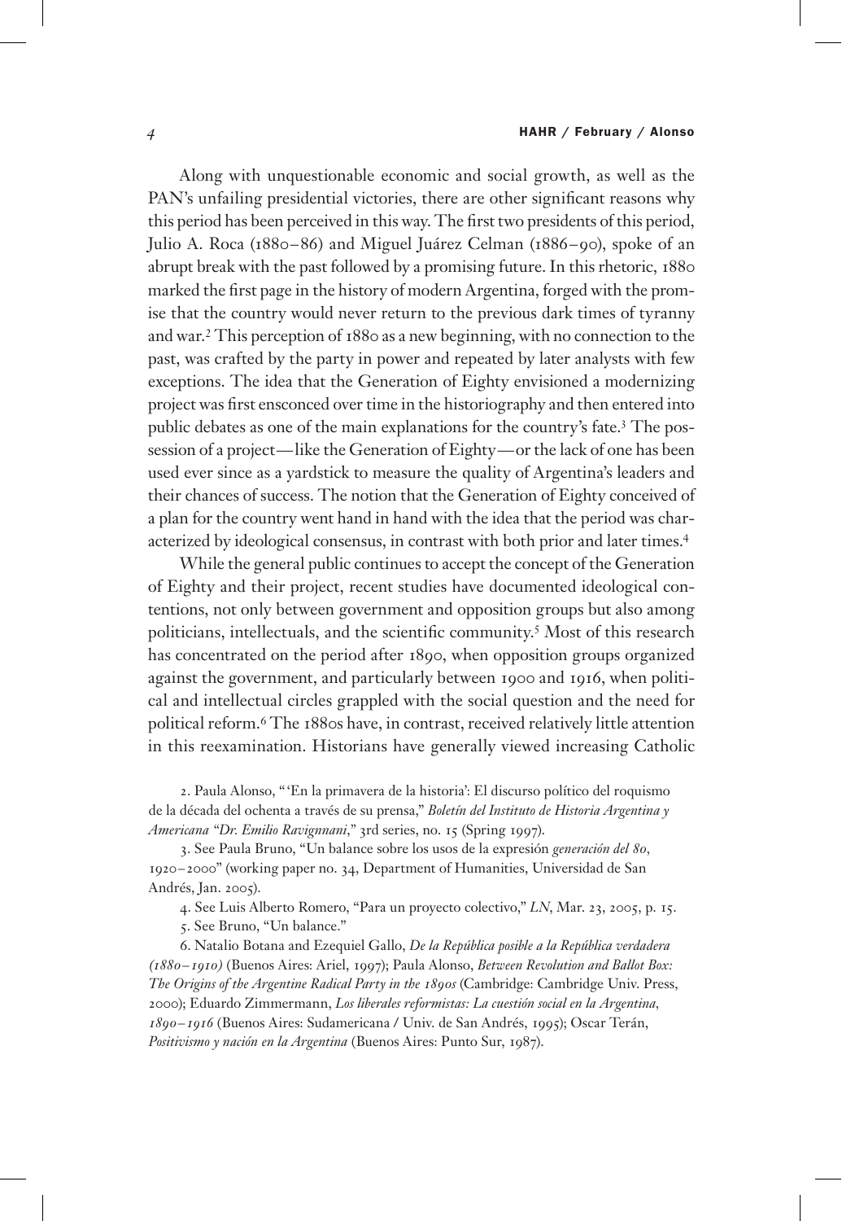Along with unquestionable economic and social growth, as well as the PAN's unfailing presidential victories, there are other significant reasons why this period has been perceived in this way. The first two presidents of this period, Julio A. Roca (1880–86) and Miguel Juárez Celman (1886–90), spoke of an abrupt break with the past followed by a promising future. In this rhetoric, 1880 marked the first page in the history of modern Argentina, forged with the promise that the country would never return to the previous dark times of tyranny and war.[2] This perception of 1880 as a new beginning, with no connection to the past, was crafted by the party in power and repeated by later analysts with few exceptions. The idea that the Generation of Eighty envisioned a modernizing project was first ensconced over time in the historiography and then entered into public debates as one of the main explanations for the country's fate.[3] The possession of a project—like the Generation of Eighty—or the lack of one has been used ever since as a yardstick to measure the quality of Argentina's leaders and their chances of success. The notion that the Generation of Eighty conceived of a plan for the country went hand in hand with the idea that the period was characterized by ideological consensus, in contrast with both prior and later times.[4]

While the general public continues to accept the concept of the Generation of Eighty and their project, recent studies have documented ideological contentions, not only between government and opposition groups but also among politicians, intellectuals, and the scientific community.[5] Most of this research has concentrated on the period after 1890, when opposition groups organized against the government, and particularly between 1900 and 1916, when political and intellectual circles grappled with the social question and the need for political reform.[6] The 1880s have, in contrast, received relatively little attention in this reexamination. Historians have generally viewed increasing Catholic

2. Paula Alonso, "'En la primavera de la historia': El discurso político del roquismo de la década del ochenta a través de su prensa," *Boletín del Instituto de Historia Argentina y Americana "Dr. Emilio Ravignnani*," 3rd series, no. 15 (Spring 1997).

3. See Paula Bruno, "Un balance sobre los usos de la expresión *generación del 80*, 1920–2000" (working paper no. 34, Department of Humanities, Universidad de San Andrés, Jan. 2005).

4. See Luis Alberto Romero, "Para un proyecto colectivo," *LN*, Mar. 23, 2005, p. 15.

5. See Bruno, "Un balance."

6. Natalio Botana and Ezequiel Gallo, *De la República posible a la República verdadera (1880–1910)* (Buenos Aires: Ariel, 1997); Paula Alonso, *Between Revolution and Ballot Box: The Origins of the Argentine Radical Party in the 1890s* (Cambridge: Cambridge Univ. Press, 2000); Eduardo Zimmermann, *Los liberales reformistas: La cuestión social en la Argentina, 1890–1916* (Buenos Aires: Sudamericana / Univ. de San Andrés, 1995); Oscar Terán, *Positivismo y nación en la Argentina* (Buenos Aires: Punto Sur, 1987).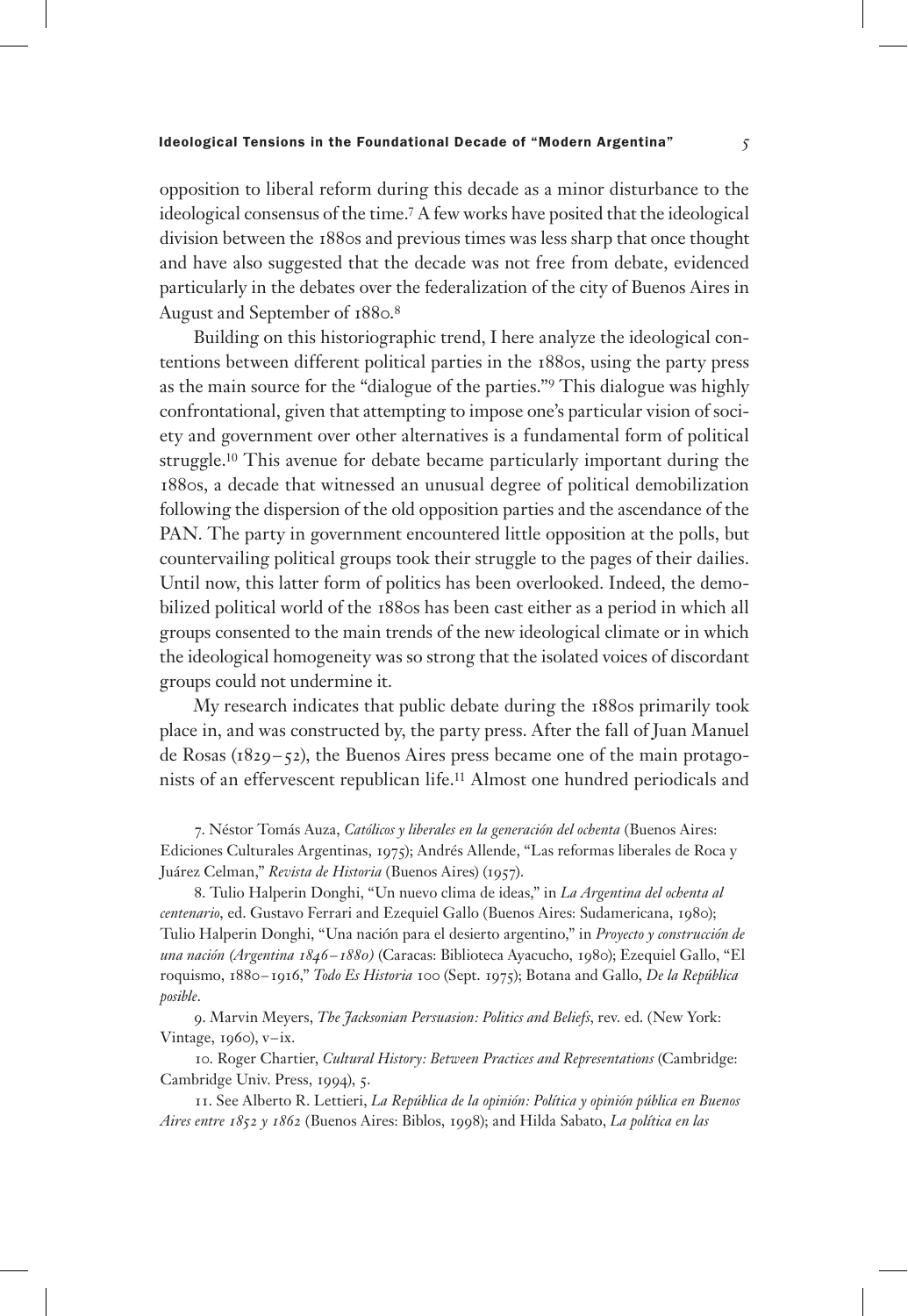opposition to liberal reform during this decade as a minor disturbance to the ideological consensus of the time.[7] A few works have posited that the ideological division between the 1880s and previous times was less sharp that once thought and have also suggested that the decade was not free from debate, evidenced particularly in the debates over the federalization of the city of Buenos Aires in August and September of 1880.[8]

Building on this historiographic trend, I here analyze the ideological contentions between different political parties in the 1880s, using the party press as the main source for the "dialogue of the parties."[9] This dialogue was highly confrontational, given that attempting to impose one's particular vision of society and government over other alternatives is a fundamental form of political struggle.[10] This avenue for debate became particularly important during the 1880s, a decade that witnessed an unusual degree of political demobilization following the dispersion of the old opposition parties and the ascendance of the PAN. The party in government encountered little opposition at the polls, but countervailing political groups took their struggle to the pages of their dailies. Until now, this latter form of politics has been overlooked. Indeed, the demobilized political world of the 1880s has been cast either as a period in which all groups consented to the main trends of the new ideological climate or in which the ideological homogeneity was so strong that the isolated voices of discordant groups could not undermine it.

My research indicates that public debate during the 1880s primarily took place in, and was constructed by, the party press. After the fall of Juan Manuel de Rosas (1829–52), the Buenos Aires press became one of the main protagonists of an effervescent republican life.[11] Almost one hundred periodicals and

7. Néstor Tomás Auza, *Católicos y liberales en la generación del ochenta* (Buenos Aires: Ediciones Culturales Argentinas, 1975); Andrés Allende, "Las reformas liberales de Roca y Juárez Celman," *Revista de Historia* (Buenos Aires) (1957).

8. Tulio Halperin Donghi, "Un nuevo clima de ideas," in *La Argentina del ochenta al centenario*, ed. Gustavo Ferrari and Ezequiel Gallo (Buenos Aires: Sudamericana, 1980); Tulio Halperin Donghi, "Una nación para el desierto argentino," in *Proyecto y construcción de una nación (Argentina 1846–1880)* (Caracas: Biblioteca Ayacucho, 1980); Ezequiel Gallo, "El roquismo, 1880–1916," *Todo Es Historia* 100 (Sept. 1975); Botana and Gallo, *De la República posible*.

9. Marvin Meyers, *The Jacksonian Persuasion: Politics and Beliefs*, rev. ed. (New York: Vintage, 1960), v–ix.

10. Roger Chartier, *Cultural History: Between Practices and Representations* (Cambridge: Cambridge Univ. Press, 1994), 5.

11. See Alberto R. Lettieri, *La República de la opinión: Política y opinión pública en Buenos Aires entre 1852 y 1862* (Buenos Aires: Biblos, 1998); and Hilda Sabato, *La política en las*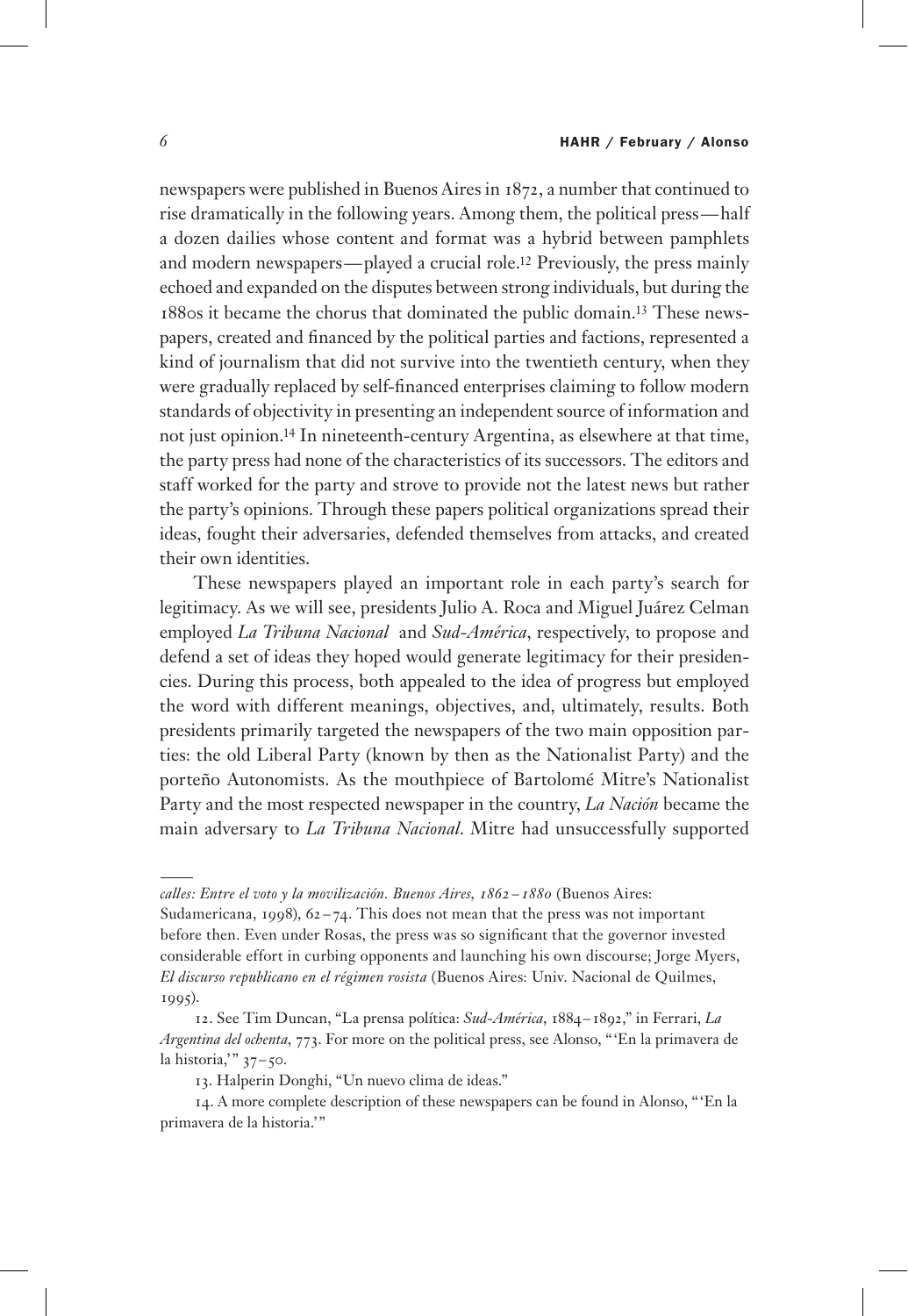newspapers were published in Buenos Aires in 1872, a number that continued to rise dramatically in the following years. Among them, the political press—half a dozen dailies whose content and format was a hybrid between pamphlets and modern newspapers—played a crucial role.[12] Previously, the press mainly echoed and expanded on the disputes between strong individuals, but during the 1880s it became the chorus that dominated the public domain.[13] These newspapers, created and financed by the political parties and factions, represented a kind of journalism that did not survive into the twentieth century, when they were gradually replaced by self-financed enterprises claiming to follow modern standards of objectivity in presenting an independent source of information and not just opinion.[14] In nineteenth-century Argentina, as elsewhere at that time, the party press had none of the characteristics of its successors. The editors and staff worked for the party and strove to provide not the latest news but rather the party's opinions. Through these papers political organizations spread their ideas, fought their adversaries, defended themselves from attacks, and created their own identities.

These newspapers played an important role in each party's search for legitimacy. As we will see, presidents Julio A. Roca and Miguel Juárez Celman employed *La Tribuna Nacional* and *Sud-América*, respectively, to propose and defend a set of ideas they hoped would generate legitimacy for their presidencies. During this process, both appealed to the idea of progress but employed the word with different meanings, objectives, and, ultimately, results. Both presidents primarily targeted the newspapers of the two main opposition parties: the old Liberal Party (known by then as the Nationalist Party) and the porteño Autonomists. As the mouthpiece of Bartolomé Mitre's Nationalist Party and the most respected newspaper in the country, *La Nación* became the main adversary to *La Tribuna Nacional*. Mitre had unsuccessfully supported

---

*calles: Entre el voto y la movilización. Buenos Aires, 1862–1880* (Buenos Aires: Sudamericana, 1998), 62–74. This does not mean that the press was not important before then. Even under Rosas, the press was so significant that the governor invested considerable effort in curbing opponents and launching his own discourse; Jorge Myers, *El discurso republicano en el régimen rosista* (Buenos Aires: Univ. Nacional de Quilmes, 1995).

12. See Tim Duncan, "La prensa política: *Sud-América*, 1884–1892," in Ferrari, *La Argentina del ochenta*, 773. For more on the political press, see Alonso, "'En la primavera de la historia,'" 37–50.

13. Halperin Donghi, "Un nuevo clima de ideas."

14. A more complete description of these newspapers can be found in Alonso, "'En la primavera de la historia.'"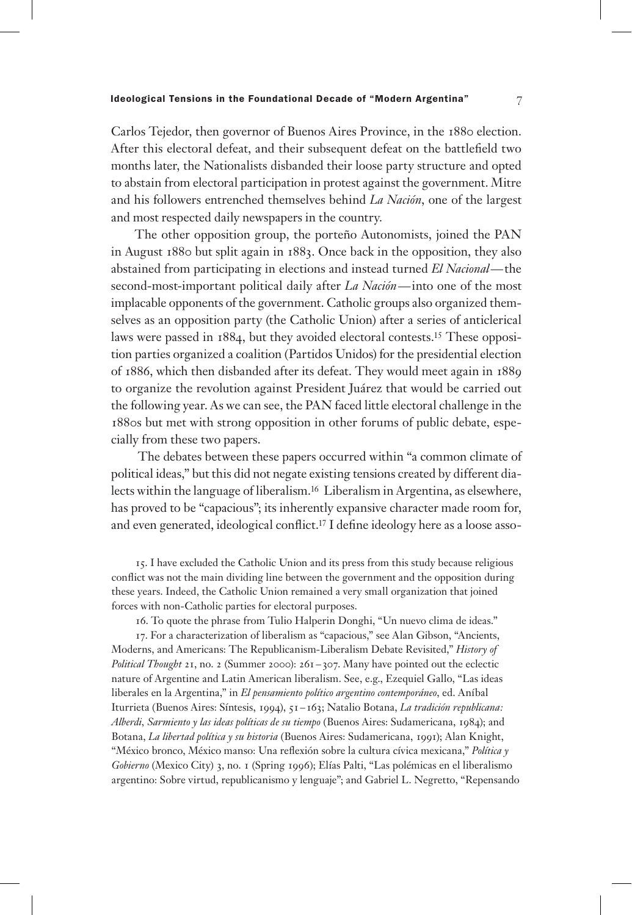Carlos Tejedor, then governor of Buenos Aires Province, in the 1880 election. After this electoral defeat, and their subsequent defeat on the battlefield two months later, the Nationalists disbanded their loose party structure and opted to abstain from electoral participation in protest against the government. Mitre and his followers entrenched themselves behind *La Nación*, one of the largest and most respected daily newspapers in the country.

The other opposition group, the porteño Autonomists, joined the PAN in August 1880 but split again in 1883. Once back in the opposition, they also abstained from participating in elections and instead turned *El Nacional*—the second-most-important political daily after *La Nación*—into one of the most implacable opponents of the government. Catholic groups also organized themselves as an opposition party (the Catholic Union) after a series of anticlerical laws were passed in 1884, but they avoided electoral contests.[15] These opposition parties organized a coalition (Partidos Unidos) for the presidential election of 1886, which then disbanded after its defeat. They would meet again in 1889 to organize the revolution against President Juárez that would be carried out the following year. As we can see, the PAN faced little electoral challenge in the 1880s but met with strong opposition in other forums of public debate, especially from these two papers.

The debates between these papers occurred within "a common climate of political ideas," but this did not negate existing tensions created by different dialects within the language of liberalism.[16] Liberalism in Argentina, as elsewhere, has proved to be "capacious"; its inherently expansive character made room for, and even generated, ideological conflict.[17] I define ideology here as a loose asso-

15. I have excluded the Catholic Union and its press from this study because religious conflict was not the main dividing line between the government and the opposition during these years. Indeed, the Catholic Union remained a very small organization that joined forces with non-Catholic parties for electoral purposes.

16. To quote the phrase from Tulio Halperin Donghi, "Un nuevo clima de ideas."

17. For a characterization of liberalism as "capacious," see Alan Gibson, "Ancients, Moderns, and Americans: The Republicanism-Liberalism Debate Revisited," *History of Political Thought* 21, no. 2 (Summer 2000): 261–307. Many have pointed out the eclectic nature of Argentine and Latin American liberalism. See, e.g., Ezequiel Gallo, "Las ideas liberales en la Argentina," in *El pensamiento político argentino contemporáneo*, ed. Aníbal Iturrieta (Buenos Aires: Síntesis, 1994), 51–163; Natalio Botana, *La tradición republicana: Alberdi, Sarmiento y las ideas políticas de su tiempo* (Buenos Aires: Sudamericana, 1984); and Botana, *La libertad política y su historia* (Buenos Aires: Sudamericana, 1991); Alan Knight, "México bronco, México manso: Una reflexión sobre la cultura cívica mexicana," *Política y Gobierno* (Mexico City) 3, no. 1 (Spring 1996); Elías Palti, "Las polémicas en el liberalismo argentino: Sobre virtud, republicanismo y lenguaje"; and Gabriel L. Negretto, "Repensando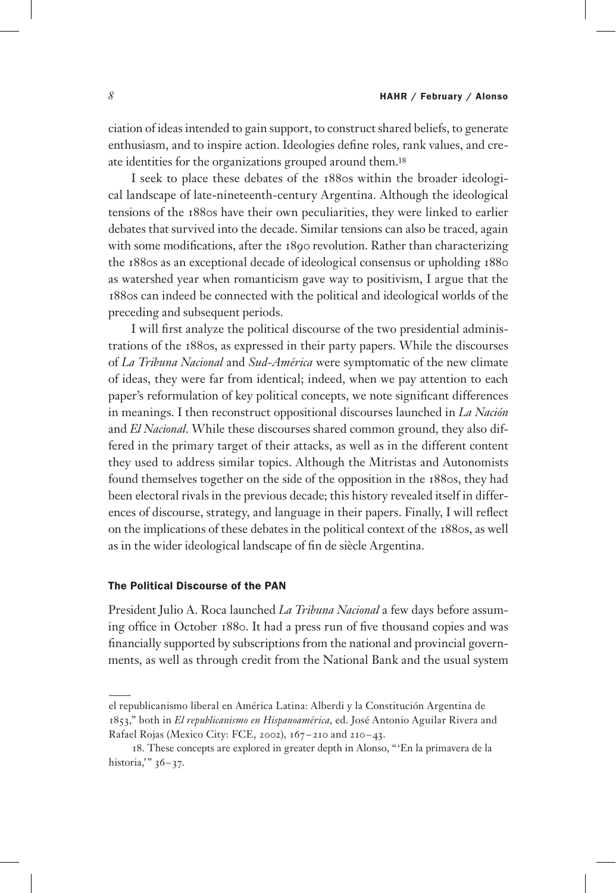ciation of ideas intended to gain support, to construct shared beliefs, to generate enthusiasm, and to inspire action. Ideologies define roles, rank values, and create identities for the organizations grouped around them.[18]

I seek to place these debates of the 1880s within the broader ideological landscape of late-nineteenth-century Argentina. Although the ideological tensions of the 1880s have their own peculiarities, they were linked to earlier debates that survived into the decade. Similar tensions can also be traced, again with some modifications, after the 1890 revolution. Rather than characterizing the 1880s as an exceptional decade of ideological consensus or upholding 1880 as watershed year when romanticism gave way to positivism, I argue that the 1880s can indeed be connected with the political and ideological worlds of the preceding and subsequent periods.

I will first analyze the political discourse of the two presidential administrations of the 1880s, as expressed in their party papers. While the discourses of *La Tribuna Nacional* and *Sud-América* were symptomatic of the new climate of ideas, they were far from identical; indeed, when we pay attention to each paper's reformulation of key political concepts, we note significant differences in meanings. I then reconstruct oppositional discourses launched in *La Nación* and *El Nacional*. While these discourses shared common ground, they also differed in the primary target of their attacks, as well as in the different content they used to address similar topics. Although the Mitristas and Autonomists found themselves together on the side of the opposition in the 1880s, they had been electoral rivals in the previous decade; this history revealed itself in differences of discourse, strategy, and language in their papers. Finally, I will reflect on the implications of these debates in the political context of the 1880s, as well as in the wider ideological landscape of fin de siècle Argentina.

## The Political Discourse of the PAN

President Julio A. Roca launched *La Tribuna Nacional* a few days before assuming office in October 1880. It had a press run of five thousand copies and was financially supported by subscriptions from the national and provincial governments, as well as through credit from the National Bank and the usual system

---

el republicanismo liberal en América Latina: Alberdi y la Constitución Argentina de 1853," both in *El republicanismo en Hispanoamérica*, ed. José Antonio Aguilar Rivera and Rafael Rojas (Mexico City: FCE, 2002), 167–210 and 210–43.

18. These concepts are explored in greater depth in Alonso, "'En la primavera de la historia,'" 36–37.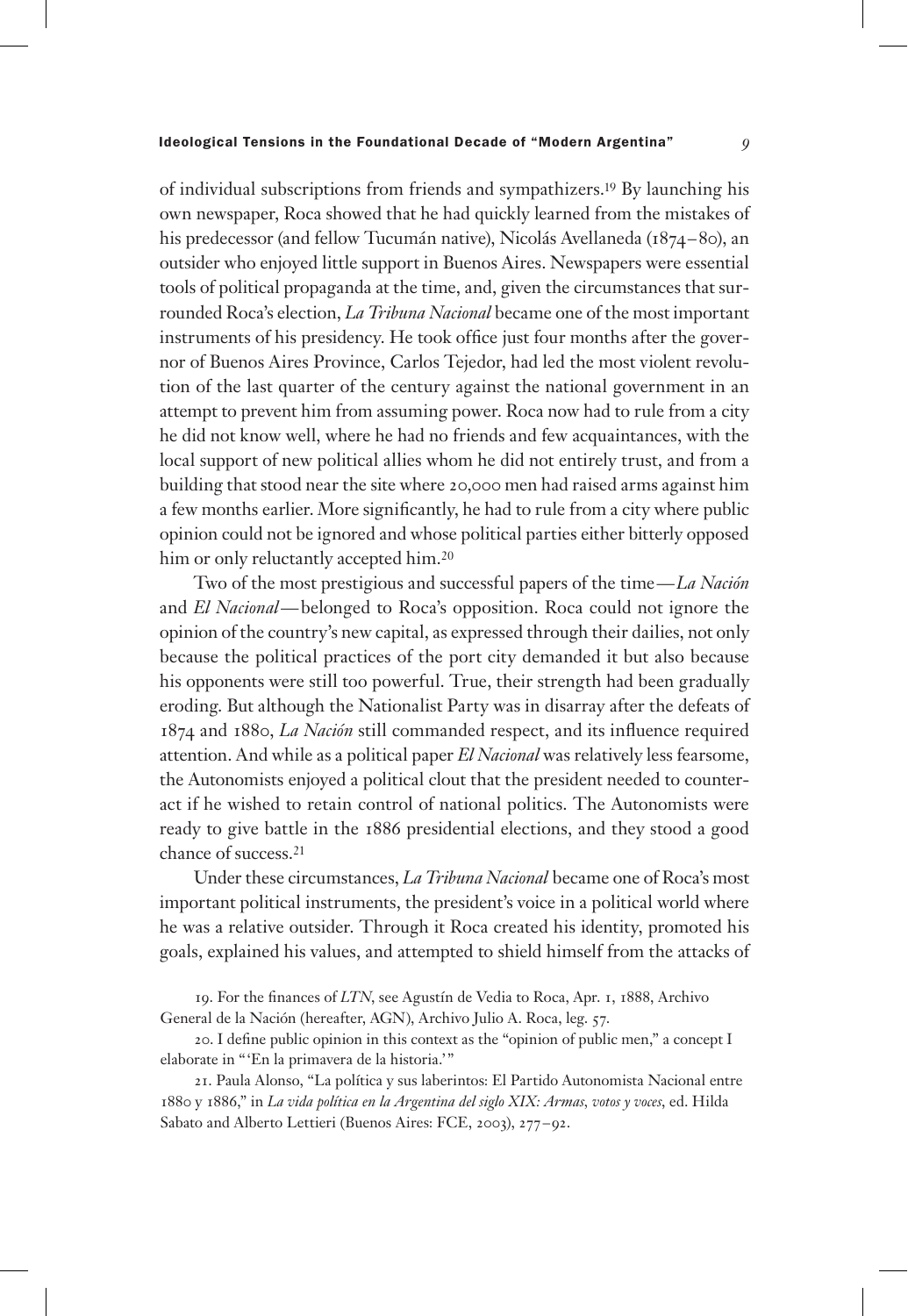of individual subscriptions from friends and sympathizers.[19] By launching his own newspaper, Roca showed that he had quickly learned from the mistakes of his predecessor (and fellow Tucumán native), Nicolás Avellaneda (1874–80), an outsider who enjoyed little support in Buenos Aires. Newspapers were essential tools of political propaganda at the time, and, given the circumstances that surrounded Roca's election, *La Tribuna Nacional* became one of the most important instruments of his presidency. He took office just four months after the governor of Buenos Aires Province, Carlos Tejedor, had led the most violent revolution of the last quarter of the century against the national government in an attempt to prevent him from assuming power. Roca now had to rule from a city he did not know well, where he had no friends and few acquaintances, with the local support of new political allies whom he did not entirely trust, and from a building that stood near the site where 20,000 men had raised arms against him a few months earlier. More significantly, he had to rule from a city where public opinion could not be ignored and whose political parties either bitterly opposed him or only reluctantly accepted him.[20]

Two of the most prestigious and successful papers of the time—*La Nación* and *El Nacional*—belonged to Roca's opposition. Roca could not ignore the opinion of the country's new capital, as expressed through their dailies, not only because the political practices of the port city demanded it but also because his opponents were still too powerful. True, their strength had been gradually eroding. But although the Nationalist Party was in disarray after the defeats of 1874 and 1880, *La Nación* still commanded respect, and its influence required attention. And while as a political paper *El Nacional* was relatively less fearsome, the Autonomists enjoyed a political clout that the president needed to counteract if he wished to retain control of national politics. The Autonomists were ready to give battle in the 1886 presidential elections, and they stood a good chance of success.[21]

Under these circumstances, *La Tribuna Nacional* became one of Roca's most important political instruments, the president's voice in a political world where he was a relative outsider. Through it Roca created his identity, promoted his goals, explained his values, and attempted to shield himself from the attacks of

19. For the finances of *LTN*, see Agustín de Vedia to Roca, Apr. 1, 1888, Archivo General de la Nación (hereafter, AGN), Archivo Julio A. Roca, leg. 57.

20. I define public opinion in this context as the "opinion of public men," a concept I elaborate in "'En la primavera de la historia.'"

21. Paula Alonso, "La política y sus laberintos: El Partido Autonomista Nacional entre 1880 y 1886," in *La vida política en la Argentina del siglo XIX: Armas, votos y voces*, ed. Hilda Sabato and Alberto Lettieri (Buenos Aires: FCE, 2003), 277–92.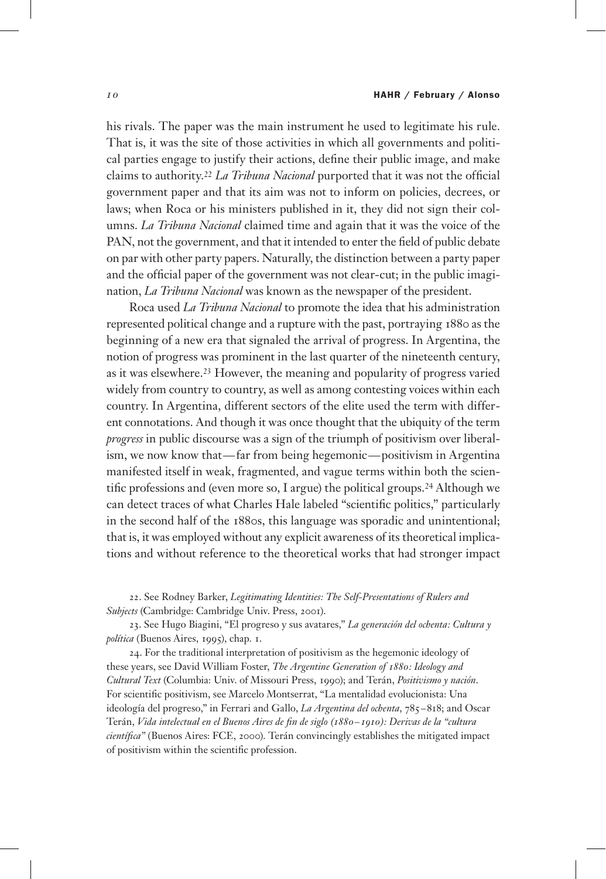his rivals. The paper was the main instrument he used to legitimate his rule. That is, it was the site of those activities in which all governments and political parties engage to justify their actions, define their public image, and make claims to authority.[22] *La Tribuna Nacional* purported that it was not the official government paper and that its aim was not to inform on policies, decrees, or laws; when Roca or his ministers published in it, they did not sign their columns. *La Tribuna Nacional* claimed time and again that it was the voice of the PAN, not the government, and that it intended to enter the field of public debate on par with other party papers. Naturally, the distinction between a party paper and the official paper of the government was not clear-cut; in the public imagination, *La Tribuna Nacional* was known as the newspaper of the president.

Roca used *La Tribuna Nacional* to promote the idea that his administration represented political change and a rupture with the past, portraying 1880 as the beginning of a new era that signaled the arrival of progress. In Argentina, the notion of progress was prominent in the last quarter of the nineteenth century, as it was elsewhere.[23] However, the meaning and popularity of progress varied widely from country to country, as well as among contesting voices within each country. In Argentina, different sectors of the elite used the term with different connotations. And though it was once thought that the ubiquity of the term *progress* in public discourse was a sign of the triumph of positivism over liberalism, we now know that—far from being hegemonic—positivism in Argentina manifested itself in weak, fragmented, and vague terms within both the scientific professions and (even more so, I argue) the political groups.[24] Although we can detect traces of what Charles Hale labeled "scientific politics," particularly in the second half of the 1880s, this language was sporadic and unintentional; that is, it was employed without any explicit awareness of its theoretical implications and without reference to the theoretical works that had stronger impact

22. See Rodney Barker, *Legitimating Identities: The Self-Presentations of Rulers and Subjects* (Cambridge: Cambridge Univ. Press, 2001).

23. See Hugo Biagini, "El progreso y sus avatares," *La generación del ochenta: Cultura y política* (Buenos Aires, 1995), chap. 1.

24. For the traditional interpretation of positivism as the hegemonic ideology of these years, see David William Foster, *The Argentine Generation of 1880: Ideology and Cultural Text* (Columbia: Univ. of Missouri Press, 1990); and Terán, *Positivismo y nación*. For scientific positivism, see Marcelo Montserrat, "La mentalidad evolucionista: Una ideología del progreso," in Ferrari and Gallo, *La Argentina del ochenta*, 785–818; and Oscar Terán, *Vida intelectual en el Buenos Aires de fin de siglo (1880–1910): Derivas de la "cultura científica"* (Buenos Aires: FCE, 2000). Terán convincingly establishes the mitigated impact of positivism within the scientific profession.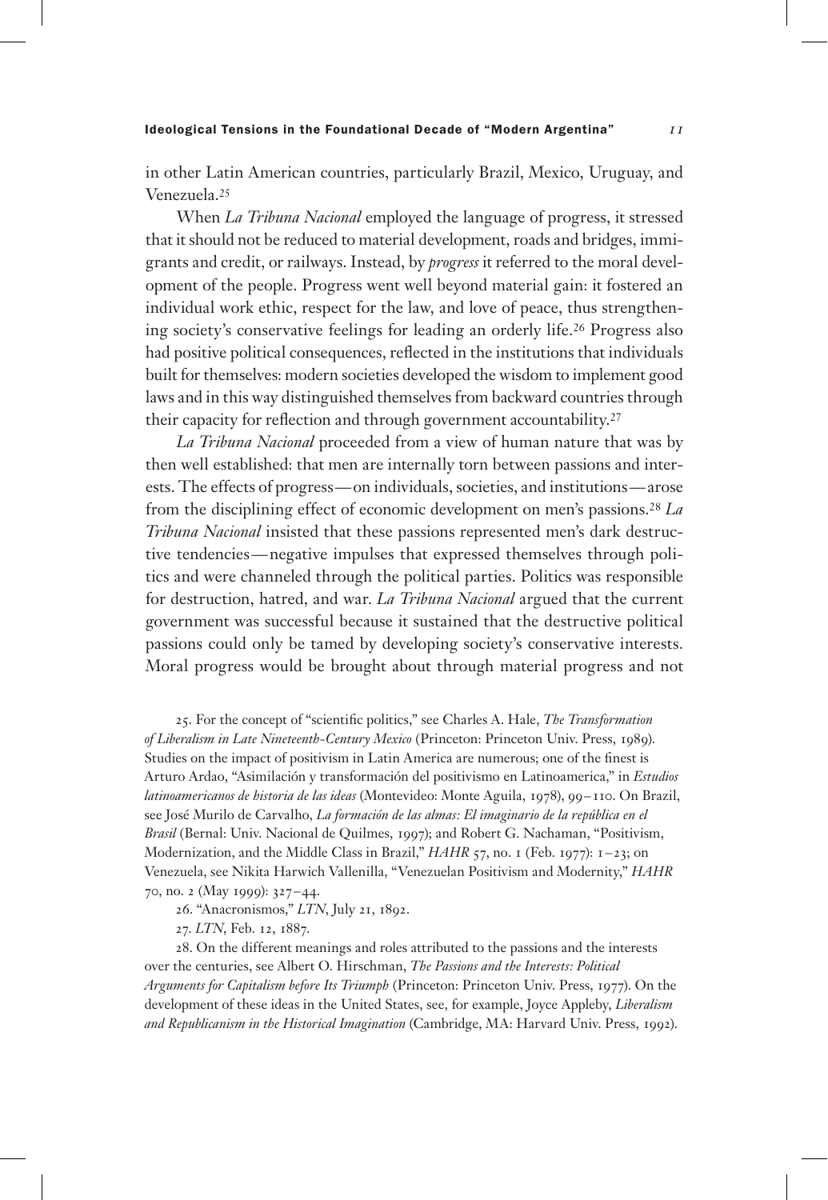in other Latin American countries, particularly Brazil, Mexico, Uruguay, and Venezuela.[25]

When *La Tribuna Nacional* employed the language of progress, it stressed that it should not be reduced to material development, roads and bridges, immigrants and credit, or railways. Instead, by *progress* it referred to the moral development of the people. Progress went well beyond material gain: it fostered an individual work ethic, respect for the law, and love of peace, thus strengthening society's conservative feelings for leading an orderly life.[26] Progress also had positive political consequences, reflected in the institutions that individuals built for themselves: modern societies developed the wisdom to implement good laws and in this way distinguished themselves from backward countries through their capacity for reflection and through government accountability.[27]

*La Tribuna Nacional* proceeded from a view of human nature that was by then well established: that men are internally torn between passions and interests. The effects of progress—on individuals, societies, and institutions—arose from the disciplining effect of economic development on men's passions.[28] *La Tribuna Nacional* insisted that these passions represented men's dark destructive tendencies—negative impulses that expressed themselves through politics and were channeled through the political parties. Politics was responsible for destruction, hatred, and war. *La Tribuna Nacional* argued that the current government was successful because it sustained that the destructive political passions could only be tamed by developing society's conservative interests. Moral progress would be brought about through material progress and not

25. For the concept of "scientific politics," see Charles A. Hale, *The Transformation of Liberalism in Late Nineteenth-Century Mexico* (Princeton: Princeton Univ. Press, 1989). Studies on the impact of positivism in Latin America are numerous; one of the finest is Arturo Ardao, "Asimilación y transformación del positivismo en Latinoamerica," in *Estudios latinoamericanos de historia de las ideas* (Montevideo: Monte Aguila, 1978), 99–110. On Brazil, see José Murilo de Carvalho, *La formación de las almas: El imaginario de la república en el Brasil* (Bernal: Univ. Nacional de Quilmes, 1997); and Robert G. Nachaman, "Positivism, Modernization, and the Middle Class in Brazil," *HAHR* 57, no. 1 (Feb. 1977): 1–23; on Venezuela, see Nikita Harwich Vallenilla, "Venezuelan Positivism and Modernity," *HAHR* 70, no. 2 (May 1999): 327–44.

26. "Anacronismos," *LTN*, July 21, 1892.

27. *LTN*, Feb. 12, 1887.

28. On the different meanings and roles attributed to the passions and the interests over the centuries, see Albert O. Hirschman, *The Passions and the Interests: Political Arguments for Capitalism before Its Triumph* (Princeton: Princeton Univ. Press, 1977). On the development of these ideas in the United States, see, for example, Joyce Appleby, *Liberalism and Republicanism in the Historical Imagination* (Cambridge, MA: Harvard Univ. Press, 1992).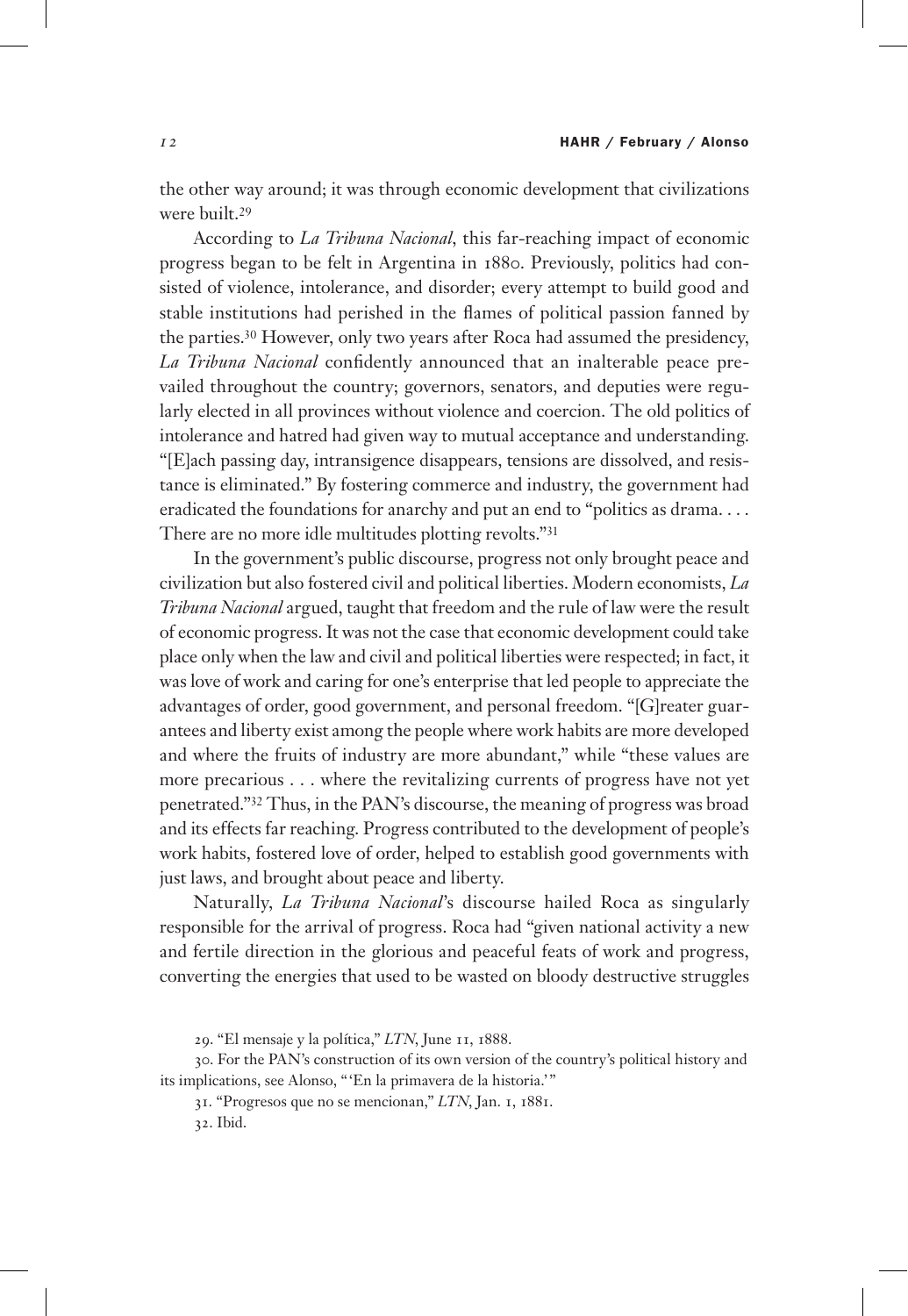the other way around; it was through economic development that civilizations were built.[29]

According to *La Tribuna Nacional*, this far-reaching impact of economic progress began to be felt in Argentina in 1880. Previously, politics had consisted of violence, intolerance, and disorder; every attempt to build good and stable institutions had perished in the flames of political passion fanned by the parties.[30] However, only two years after Roca had assumed the presidency, *La Tribuna Nacional* confidently announced that an inalterable peace prevailed throughout the country; governors, senators, and deputies were regularly elected in all provinces without violence and coercion. The old politics of intolerance and hatred had given way to mutual acceptance and understanding. "[E]ach passing day, intransigence disappears, tensions are dissolved, and resistance is eliminated." By fostering commerce and industry, the government had eradicated the foundations for anarchy and put an end to "politics as drama. . . . There are no more idle multitudes plotting revolts."[31]

In the government's public discourse, progress not only brought peace and civilization but also fostered civil and political liberties. Modern economists, *La Tribuna Nacional* argued, taught that freedom and the rule of law were the result of economic progress. It was not the case that economic development could take place only when the law and civil and political liberties were respected; in fact, it was love of work and caring for one's enterprise that led people to appreciate the advantages of order, good government, and personal freedom. "[G]reater guarantees and liberty exist among the people where work habits are more developed and where the fruits of industry are more abundant," while "these values are more precarious . . . where the revitalizing currents of progress have not yet penetrated."[32] Thus, in the PAN's discourse, the meaning of progress was broad and its effects far reaching. Progress contributed to the development of people's work habits, fostered love of order, helped to establish good governments with just laws, and brought about peace and liberty.

Naturally, *La Tribuna Nacional*'s discourse hailed Roca as singularly responsible for the arrival of progress. Roca had "given national activity a new and fertile direction in the glorious and peaceful feats of work and progress, converting the energies that used to be wasted on bloody destructive struggles

29. "El mensaje y la política," *LTN*, June 11, 1888.

30. For the PAN's construction of its own version of the country's political history and its implications, see Alonso, "'En la primavera de la historia.'"

31. "Progresos que no se mencionan," *LTN*, Jan. 1, 1881.

32. Ibid.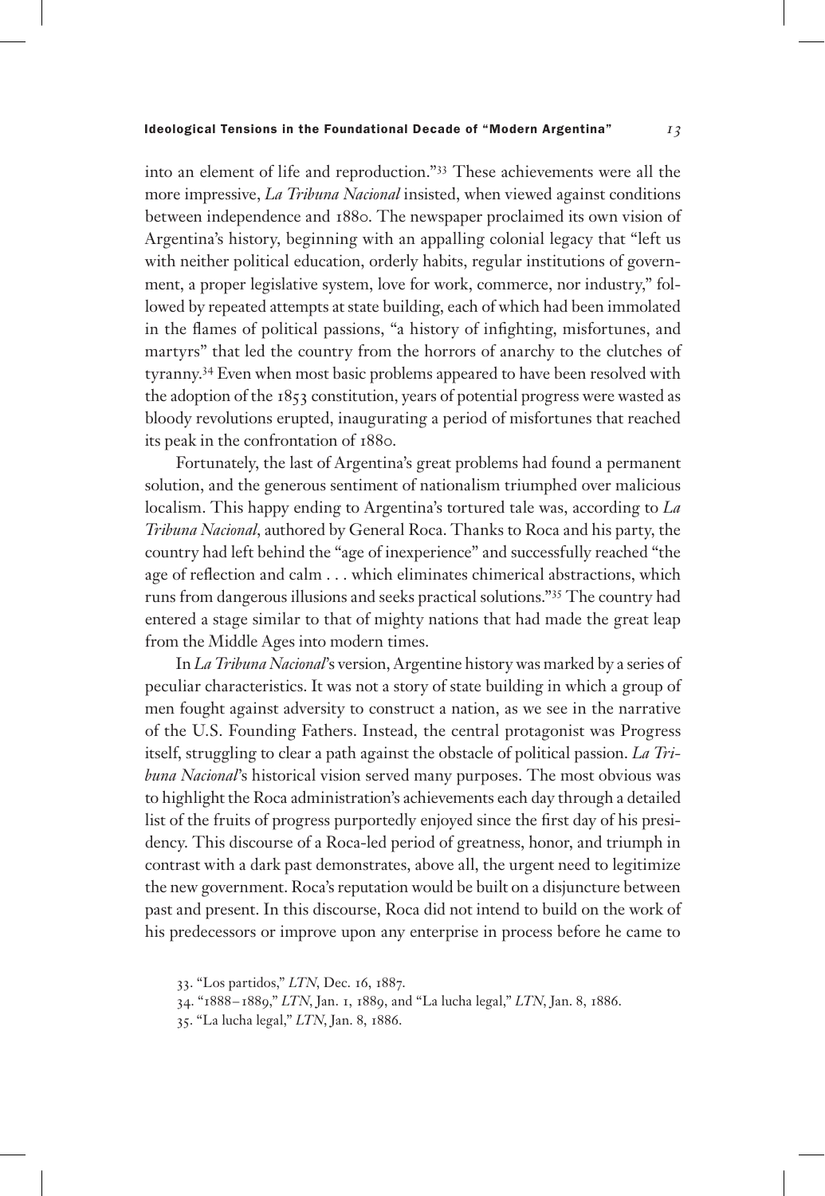into an element of life and reproduction."[33] These achievements were all the more impressive, *La Tribuna Nacional* insisted, when viewed against conditions between independence and 1880. The newspaper proclaimed its own vision of Argentina's history, beginning with an appalling colonial legacy that "left us with neither political education, orderly habits, regular institutions of government, a proper legislative system, love for work, commerce, nor industry," followed by repeated attempts at state building, each of which had been immolated in the flames of political passions, "a history of infighting, misfortunes, and martyrs" that led the country from the horrors of anarchy to the clutches of tyranny.[34] Even when most basic problems appeared to have been resolved with the adoption of the 1853 constitution, years of potential progress were wasted as bloody revolutions erupted, inaugurating a period of misfortunes that reached its peak in the confrontation of 1880.

Fortunately, the last of Argentina's great problems had found a permanent solution, and the generous sentiment of nationalism triumphed over malicious localism. This happy ending to Argentina's tortured tale was, according to *La Tribuna Nacional*, authored by General Roca. Thanks to Roca and his party, the country had left behind the "age of inexperience" and successfully reached "the age of reflection and calm . . . which eliminates chimerical abstractions, which runs from dangerous illusions and seeks practical solutions."[35] The country had entered a stage similar to that of mighty nations that had made the great leap from the Middle Ages into modern times.

In *La Tribuna Nacional*'s version, Argentine history was marked by a series of peculiar characteristics. It was not a story of state building in which a group of men fought against adversity to construct a nation, as we see in the narrative of the U.S. Founding Fathers. Instead, the central protagonist was Progress itself, struggling to clear a path against the obstacle of political passion. *La Tribuna Nacional*'s historical vision served many purposes. The most obvious was to highlight the Roca administration's achievements each day through a detailed list of the fruits of progress purportedly enjoyed since the first day of his presidency. This discourse of a Roca-led period of greatness, honor, and triumph in contrast with a dark past demonstrates, above all, the urgent need to legitimize the new government. Roca's reputation would be built on a disjuncture between past and present. In this discourse, Roca did not intend to build on the work of his predecessors or improve upon any enterprise in process before he came to

33. "Los partidos," *LTN*, Dec. 16, 1887.

34. "1888–1889," *LTN*, Jan. 1, 1889, and "La lucha legal," *LTN*, Jan. 8, 1886.

35. "La lucha legal," *LTN*, Jan. 8, 1886.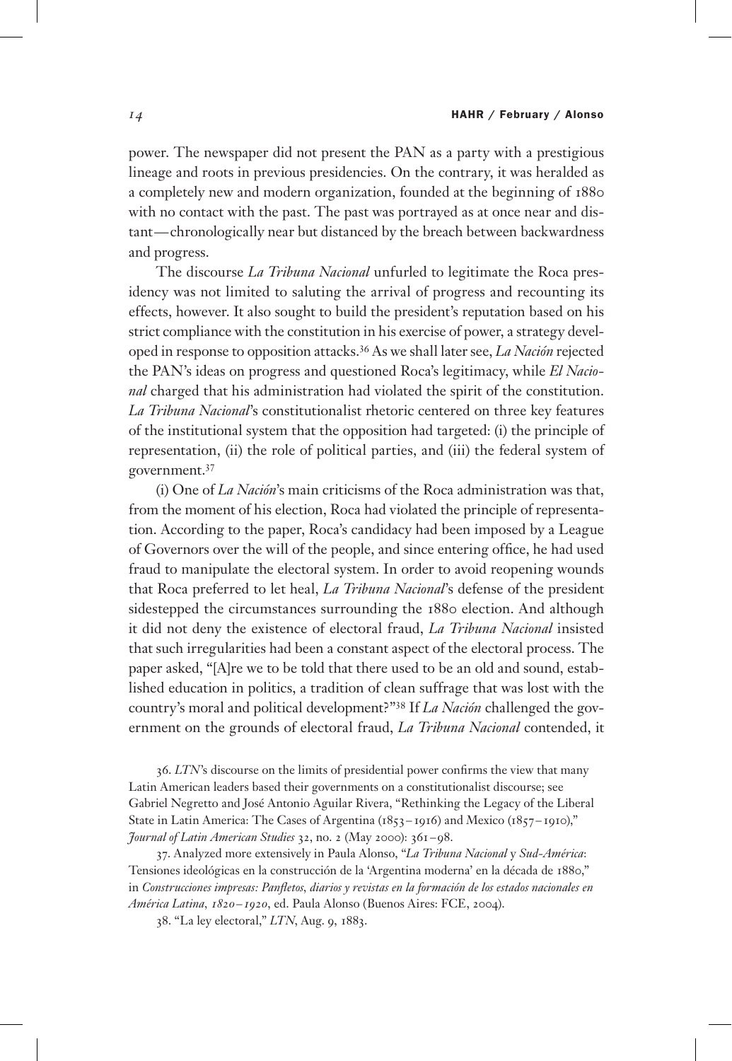power. The newspaper did not present the PAN as a party with a prestigious lineage and roots in previous presidencies. On the contrary, it was heralded as a completely new and modern organization, founded at the beginning of 1880 with no contact with the past. The past was portrayed as at once near and distant—chronologically near but distanced by the breach between backwardness and progress.

The discourse *La Tribuna Nacional* unfurled to legitimate the Roca presidency was not limited to saluting the arrival of progress and recounting its effects, however. It also sought to build the president's reputation based on his strict compliance with the constitution in his exercise of power, a strategy developed in response to opposition attacks.[36] As we shall later see, *La Nación* rejected the PAN's ideas on progress and questioned Roca's legitimacy, while *El Nacional* charged that his administration had violated the spirit of the constitution. *La Tribuna Nacional*'s constitutionalist rhetoric centered on three key features of the institutional system that the opposition had targeted: (i) the principle of representation, (ii) the role of political parties, and (iii) the federal system of government.[37]

(i) One of *La Nación*'s main criticisms of the Roca administration was that, from the moment of his election, Roca had violated the principle of representation. According to the paper, Roca's candidacy had been imposed by a League of Governors over the will of the people, and since entering office, he had used fraud to manipulate the electoral system. In order to avoid reopening wounds that Roca preferred to let heal, *La Tribuna Nacional*'s defense of the president sidestepped the circumstances surrounding the 1880 election. And although it did not deny the existence of electoral fraud, *La Tribuna Nacional* insisted that such irregularities had been a constant aspect of the electoral process. The paper asked, "[A]re we to be told that there used to be an old and sound, established education in politics, a tradition of clean suffrage that was lost with the country's moral and political development?"[38] If *La Nación* challenged the government on the grounds of electoral fraud, *La Tribuna Nacional* contended, it

36. *LTN*'s discourse on the limits of presidential power confirms the view that many Latin American leaders based their governments on a constitutionalist discourse; see Gabriel Negretto and José Antonio Aguilar Rivera, "Rethinking the Legacy of the Liberal State in Latin America: The Cases of Argentina (1853–1916) and Mexico (1857–1910)," *Journal of Latin American Studies* 32, no. 2 (May 2000): 361–98.

37. Analyzed more extensively in Paula Alonso, "*La Tribuna Nacional* y *Sud-América*: Tensiones ideológicas en la construcción de la 'Argentina moderna' en la década de 1880," in *Construcciones impresas: Panfletos, diarios y revistas en la formación de los estados nacionales en América Latina, 1820–1920*, ed. Paula Alonso (Buenos Aires: FCE, 2004).

38. "La ley electoral," *LTN*, Aug. 9, 1883.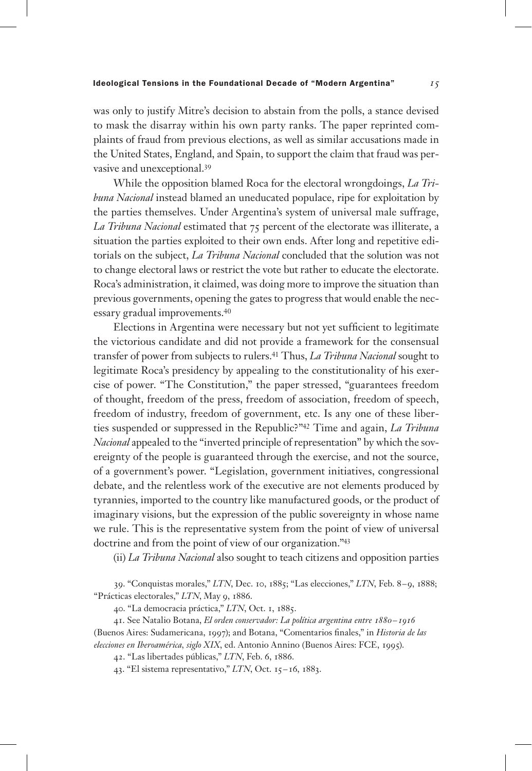was only to justify Mitre's decision to abstain from the polls, a stance devised to mask the disarray within his own party ranks. The paper reprinted complaints of fraud from previous elections, as well as similar accusations made in the United States, England, and Spain, to support the claim that fraud was pervasive and unexceptional.[39]

While the opposition blamed Roca for the electoral wrongdoings, *La Tribuna Nacional* instead blamed an uneducated populace, ripe for exploitation by the parties themselves. Under Argentina's system of universal male suffrage, *La Tribuna Nacional* estimated that 75 percent of the electorate was illiterate, a situation the parties exploited to their own ends. After long and repetitive editorials on the subject, *La Tribuna Nacional* concluded that the solution was not to change electoral laws or restrict the vote but rather to educate the electorate. Roca's administration, it claimed, was doing more to improve the situation than previous governments, opening the gates to progress that would enable the necessary gradual improvements.[40]

Elections in Argentina were necessary but not yet sufficient to legitimate the victorious candidate and did not provide a framework for the consensual transfer of power from subjects to rulers.[41] Thus, *La Tribuna Nacional* sought to legitimate Roca's presidency by appealing to the constitutionality of his exercise of power. "The Constitution," the paper stressed, "guarantees freedom of thought, freedom of the press, freedom of association, freedom of speech, freedom of industry, freedom of government, etc. Is any one of these liberties suspended or suppressed in the Republic?"[42] Time and again, *La Tribuna Nacional* appealed to the "inverted principle of representation" by which the sovereignty of the people is guaranteed through the exercise, and not the source, of a government's power. "Legislation, government initiatives, congressional debate, and the relentless work of the executive are not elements produced by tyrannies, imported to the country like manufactured goods, or the product of imaginary visions, but the expression of the public sovereignty in whose name we rule. This is the representative system from the point of view of universal doctrine and from the point of view of our organization."[43]

(ii) *La Tribuna Nacional* also sought to teach citizens and opposition parties

39. "Conquistas morales," *LTN*, Dec. 10, 1885; "Las elecciones," *LTN*, Feb. 8–9, 1888; "Prácticas electorales," *LTN*, May 9, 1886.

40. "La democracia práctica," *LTN*, Oct. 1, 1885.

41. See Natalio Botana, *El orden conservador: La política argentina entre 1880–1916* (Buenos Aires: Sudamericana, 1997); and Botana, "Comentarios finales," in *Historia de las elecciones en Iberoamérica, siglo XIX*, ed. Antonio Annino (Buenos Aires: FCE, 1995).

42. "Las libertades públicas," *LTN*, Feb. 6, 1886.

43. "El sistema representativo," *LTN*, Oct. 15–16, 1883.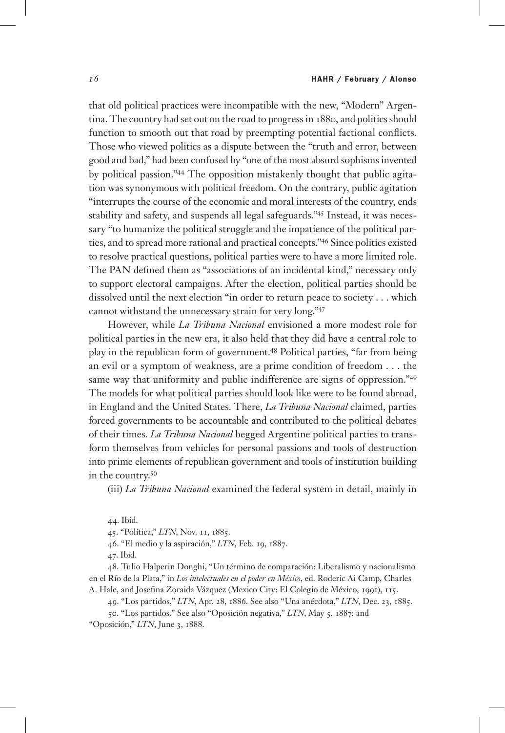that old political practices were incompatible with the new, "Modern" Argentina. The country had set out on the road to progress in 1880, and politics should function to smooth out that road by preempting potential factional conflicts. Those who viewed politics as a dispute between the "truth and error, between good and bad," had been confused by "one of the most absurd sophisms invented by political passion."[44] The opposition mistakenly thought that public agitation was synonymous with political freedom. On the contrary, public agitation "interrupts the course of the economic and moral interests of the country, ends stability and safety, and suspends all legal safeguards."[45] Instead, it was necessary "to humanize the political struggle and the impatience of the political parties, and to spread more rational and practical concepts."[46] Since politics existed to resolve practical questions, political parties were to have a more limited role. The PAN defined them as "associations of an incidental kind," necessary only to support electoral campaigns. After the election, political parties should be dissolved until the next election "in order to return peace to society . . . which cannot withstand the unnecessary strain for very long."[47]

However, while *La Tribuna Nacional* envisioned a more modest role for political parties in the new era, it also held that they did have a central role to play in the republican form of government.[48] Political parties, "far from being an evil or a symptom of weakness, are a prime condition of freedom . . . the same way that uniformity and public indifference are signs of oppression."[49] The models for what political parties should look like were to be found abroad, in England and the United States. There, *La Tribuna Nacional* claimed, parties forced governments to be accountable and contributed to the political debates of their times. *La Tribuna Nacional* begged Argentine political parties to transform themselves from vehicles for personal passions and tools of destruction into prime elements of republican government and tools of institution building in the country.[50]

(iii) *La Tribuna Nacional* examined the federal system in detail, mainly in

44. Ibid.

45. "Política," *LTN*, Nov. 11, 1885.

46. "El medio y la aspiración," *LTN*, Feb. 19, 1887.

47. Ibid.

48. Tulio Halperin Donghi, "Un término de comparación: Liberalismo y nacionalismo en el Río de la Plata," in *Los intelectuales en el poder en México*, ed. Roderic Ai Camp, Charles A. Hale, and Josefina Zoraida Vázquez (Mexico City: El Colegio de México, 1991), 115.

49. "Los partidos," *LTN*, Apr. 28, 1886. See also "Una anécdota," *LTN*, Dec. 23, 1885.

50. "Los partidos." See also "Oposición negativa," *LTN*, May 5, 1887; and "Oposición," *LTN*, June 3, 1888.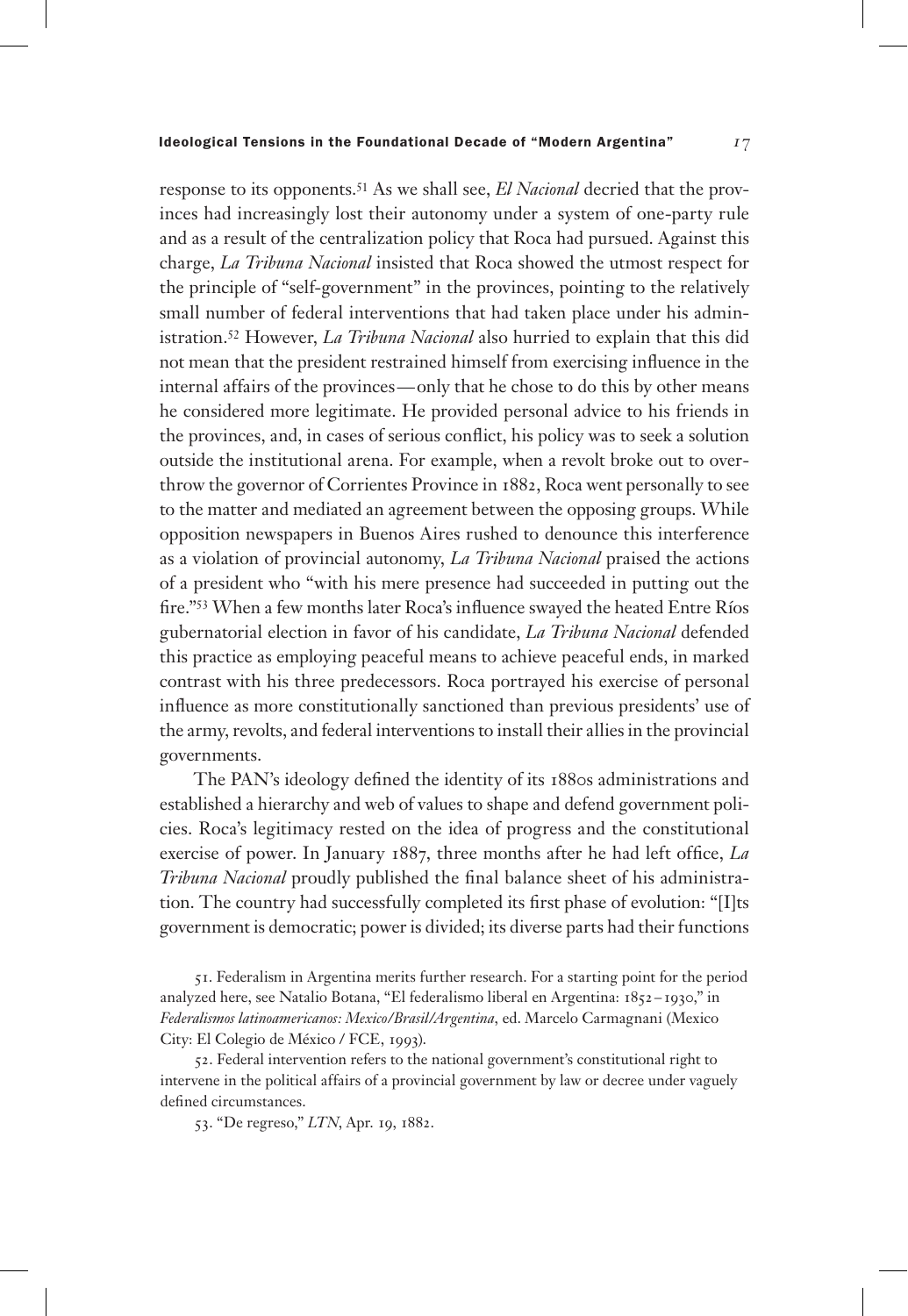response to its opponents.[51] As we shall see, *El Nacional* decried that the provinces had increasingly lost their autonomy under a system of one-party rule and as a result of the centralization policy that Roca had pursued. Against this charge, *La Tribuna Nacional* insisted that Roca showed the utmost respect for the principle of "self-government" in the provinces, pointing to the relatively small number of federal interventions that had taken place under his administration.[52] However, *La Tribuna Nacional* also hurried to explain that this did not mean that the president restrained himself from exercising influence in the internal affairs of the provinces—only that he chose to do this by other means he considered more legitimate. He provided personal advice to his friends in the provinces, and, in cases of serious conflict, his policy was to seek a solution outside the institutional arena. For example, when a revolt broke out to overthrow the governor of Corrientes Province in 1882, Roca went personally to see to the matter and mediated an agreement between the opposing groups. While opposition newspapers in Buenos Aires rushed to denounce this interference as a violation of provincial autonomy, *La Tribuna Nacional* praised the actions of a president who "with his mere presence had succeeded in putting out the fire."[53] When a few months later Roca's influence swayed the heated Entre Ríos gubernatorial election in favor of his candidate, *La Tribuna Nacional* defended this practice as employing peaceful means to achieve peaceful ends, in marked contrast with his three predecessors. Roca portrayed his exercise of personal influence as more constitutionally sanctioned than previous presidents' use of the army, revolts, and federal interventions to install their allies in the provincial governments.

The PAN's ideology defined the identity of its 1880s administrations and established a hierarchy and web of values to shape and defend government policies. Roca's legitimacy rested on the idea of progress and the constitutional exercise of power. In January 1887, three months after he had left office, *La Tribuna Nacional* proudly published the final balance sheet of his administration. The country had successfully completed its first phase of evolution: "[I]ts government is democratic; power is divided; its diverse parts had their functions

51. Federalism in Argentina merits further research. For a starting point for the period analyzed here, see Natalio Botana, "El federalismo liberal en Argentina: 1852–1930," in *Federalismos latinoamericanos: Mexico/Brasil/Argentina*, ed. Marcelo Carmagnani (Mexico City: El Colegio de México / FCE, 1993).

52. Federal intervention refers to the national government's constitutional right to intervene in the political affairs of a provincial government by law or decree under vaguely defined circumstances.

53. "De regreso," *LTN*, Apr. 19, 1882.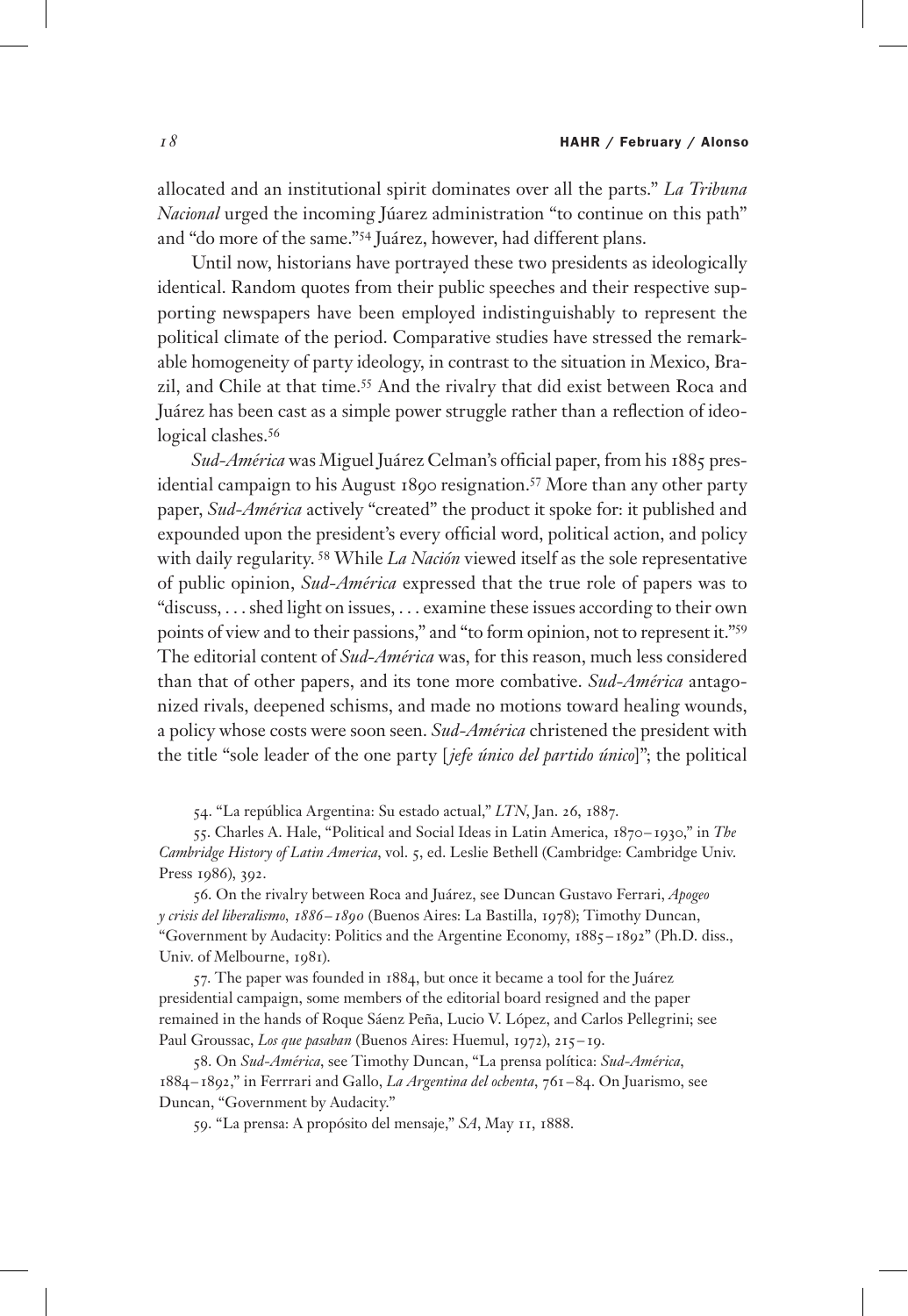allocated and an institutional spirit dominates over all the parts." *La Tribuna Nacional* urged the incoming Júarez administration "to continue on this path" and "do more of the same."[54] Juárez, however, had different plans.

Until now, historians have portrayed these two presidents as ideologically identical. Random quotes from their public speeches and their respective supporting newspapers have been employed indistinguishably to represent the political climate of the period. Comparative studies have stressed the remarkable homogeneity of party ideology, in contrast to the situation in Mexico, Brazil, and Chile at that time.[55] And the rivalry that did exist between Roca and Juárez has been cast as a simple power struggle rather than a reflection of ideological clashes.[56]

*Sud-América* was Miguel Juárez Celman's official paper, from his 1885 presidential campaign to his August 1890 resignation.[57] More than any other party paper, *Sud-América* actively "created" the product it spoke for: it published and expounded upon the president's every official word, political action, and policy with daily regularity.[58] While *La Nación* viewed itself as the sole representative of public opinion, *Sud-América* expressed that the true role of papers was to "discuss, . . . shed light on issues, . . . examine these issues according to their own points of view and to their passions," and "to form opinion, not to represent it."[59] The editorial content of *Sud-América* was, for this reason, much less considered than that of other papers, and its tone more combative. *Sud-América* antagonized rivals, deepened schisms, and made no motions toward healing wounds, a policy whose costs were soon seen. *Sud-América* christened the president with the title "sole leader of the one party [*jefe único del partido único*]"; the political

54. "La república Argentina: Su estado actual," *LTN*, Jan. 26, 1887.

55. Charles A. Hale, "Political and Social Ideas in Latin America, 1870–1930," in *The Cambridge History of Latin America*, vol. 5, ed. Leslie Bethell (Cambridge: Cambridge Univ. Press 1986), 392.

56. On the rivalry between Roca and Juárez, see Duncan Gustavo Ferrari, *Apogeo y crisis del liberalismo, 1886–1890* (Buenos Aires: La Bastilla, 1978); Timothy Duncan, "Government by Audacity: Politics and the Argentine Economy, 1885–1892" (Ph.D. diss., Univ. of Melbourne, 1981).

57. The paper was founded in 1884, but once it became a tool for the Juárez presidential campaign, some members of the editorial board resigned and the paper remained in the hands of Roque Sáenz Peña, Lucio V. López, and Carlos Pellegrini; see Paul Groussac, *Los que pasaban* (Buenos Aires: Huemul, 1972), 215–19.

58. On *Sud-América*, see Timothy Duncan, "La prensa política: *Sud-América*, 1884–1892," in Ferrrari and Gallo, *La Argentina del ochenta*, 761–84. On Juarismo, see Duncan, "Government by Audacity."

59. "La prensa: A propósito del mensaje," *SA*, May 11, 1888.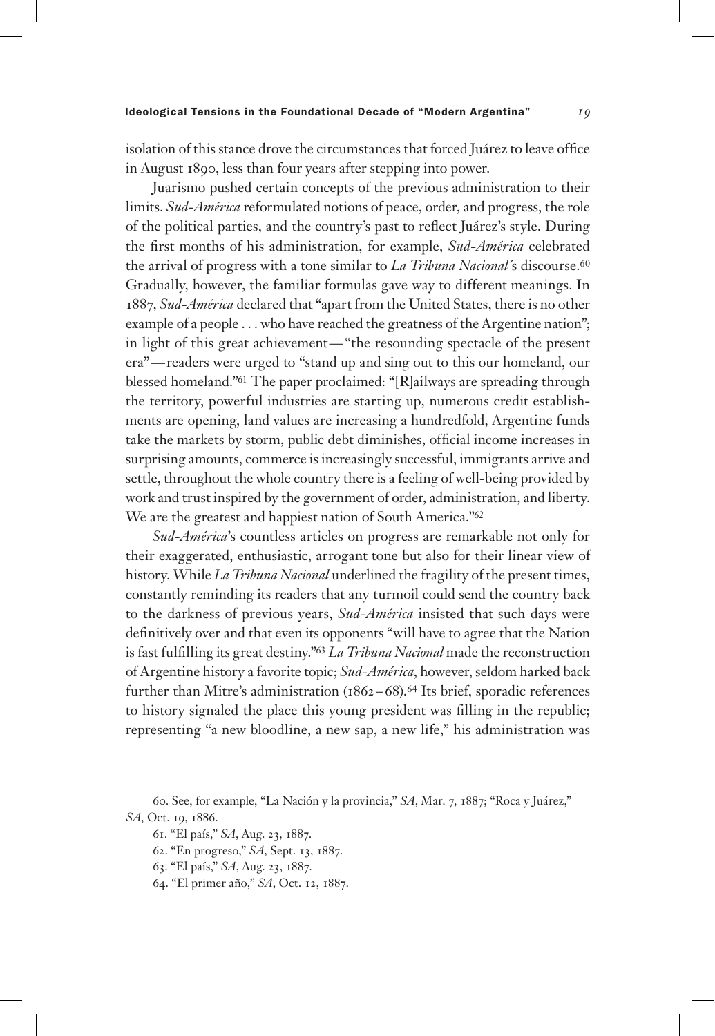isolation of this stance drove the circumstances that forced Juárez to leave office in August 1890, less than four years after stepping into power.

Juarismo pushed certain concepts of the previous administration to their limits. *Sud-América* reformulated notions of peace, order, and progress, the role of the political parties, and the country's past to reflect Juárez's style. During the first months of his administration, for example, *Sud-América* celebrated the arrival of progress with a tone similar to *La Tribuna Nacional*´s discourse.[60] Gradually, however, the familiar formulas gave way to different meanings. In 1887, *Sud-América* declared that "apart from the United States, there is no other example of a people . . . who have reached the greatness of the Argentine nation"; in light of this great achievement—"the resounding spectacle of the present era"—readers were urged to "stand up and sing out to this our homeland, our blessed homeland."[61] The paper proclaimed: "[R]ailways are spreading through the territory, powerful industries are starting up, numerous credit establishments are opening, land values are increasing a hundredfold, Argentine funds take the markets by storm, public debt diminishes, official income increases in surprising amounts, commerce is increasingly successful, immigrants arrive and settle, throughout the whole country there is a feeling of well-being provided by work and trust inspired by the government of order, administration, and liberty. We are the greatest and happiest nation of South America."[62]

*Sud-América*'s countless articles on progress are remarkable not only for their exaggerated, enthusiastic, arrogant tone but also for their linear view of history. While *La Tribuna Nacional* underlined the fragility of the present times, constantly reminding its readers that any turmoil could send the country back to the darkness of previous years, *Sud-América* insisted that such days were definitively over and that even its opponents "will have to agree that the Nation is fast fulfilling its great destiny."[63] *La Tribuna Nacional* made the reconstruction of Argentine history a favorite topic; *Sud-América*, however, seldom harked back further than Mitre's administration (1862–68).[64] Its brief, sporadic references to history signaled the place this young president was filling in the republic; representing "a new bloodline, a new sap, a new life," his administration was

60. See, for example, "La Nación y la provincia," *SA*, Mar. 7, 1887; "Roca y Juárez," *SA*, Oct. 19, 1886.

61. "El país," *SA*, Aug. 23, 1887.

62. "En progreso," *SA*, Sept. 13, 1887.

63. "El país," *SA*, Aug. 23, 1887.

64. "El primer año," *SA*, Oct. 12, 1887.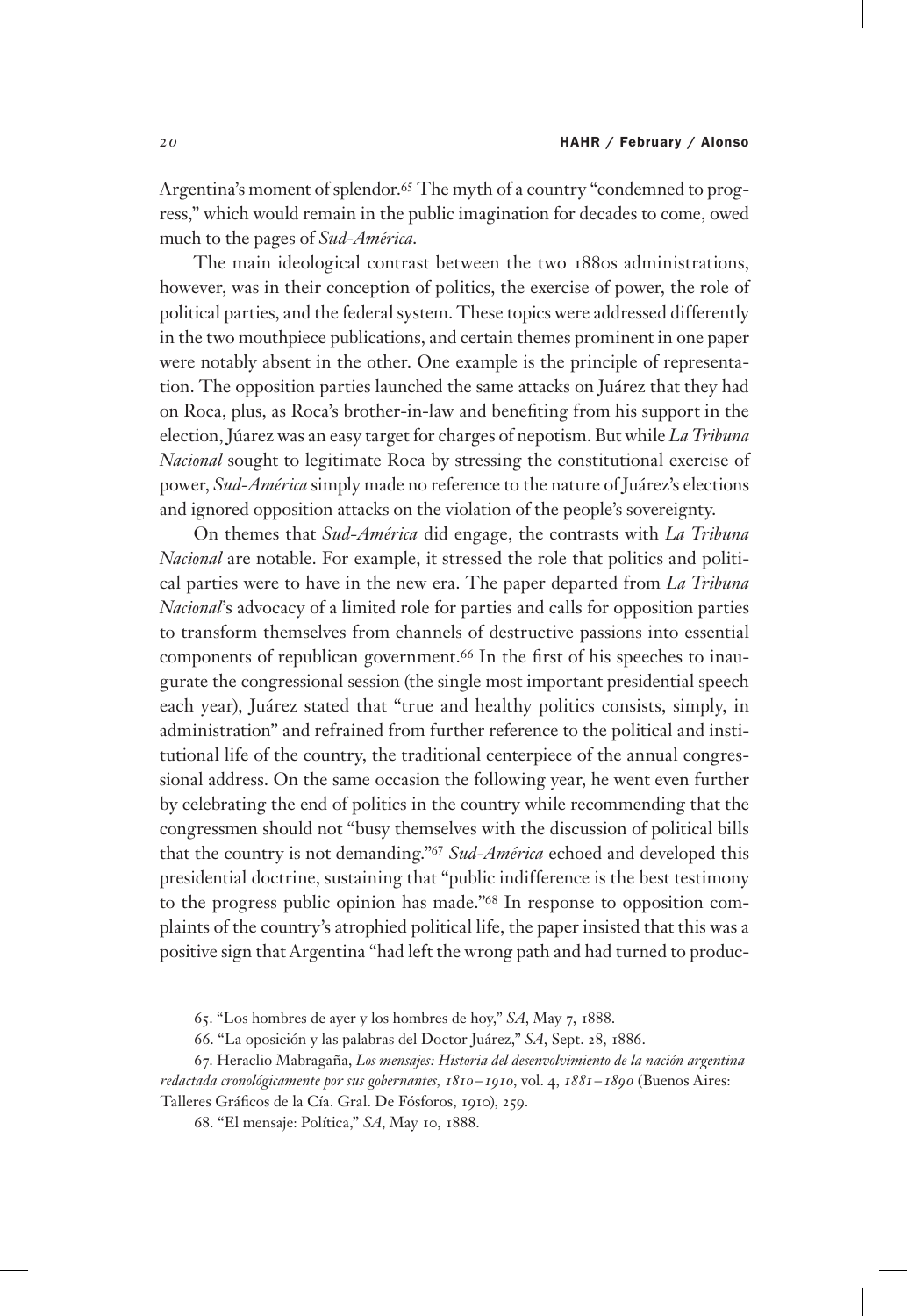Argentina's moment of splendor.[65] The myth of a country "condemned to progress," which would remain in the public imagination for decades to come, owed much to the pages of *Sud-América*.

The main ideological contrast between the two 1880s administrations, however, was in their conception of politics, the exercise of power, the role of political parties, and the federal system. These topics were addressed differently in the two mouthpiece publications, and certain themes prominent in one paper were notably absent in the other. One example is the principle of representation. The opposition parties launched the same attacks on Juárez that they had on Roca, plus, as Roca's brother-in-law and benefiting from his support in the election, Júarez was an easy target for charges of nepotism. But while *La Tribuna Nacional* sought to legitimate Roca by stressing the constitutional exercise of power, *Sud-América* simply made no reference to the nature of Juárez's elections and ignored opposition attacks on the violation of the people's sovereignty.

On themes that *Sud-América* did engage, the contrasts with *La Tribuna Nacional* are notable. For example, it stressed the role that politics and political parties were to have in the new era. The paper departed from *La Tribuna Nacional*'s advocacy of a limited role for parties and calls for opposition parties to transform themselves from channels of destructive passions into essential components of republican government.[66] In the first of his speeches to inaugurate the congressional session (the single most important presidential speech each year), Juárez stated that "true and healthy politics consists, simply, in administration" and refrained from further reference to the political and institutional life of the country, the traditional centerpiece of the annual congressional address. On the same occasion the following year, he went even further by celebrating the end of politics in the country while recommending that the congressmen should not "busy themselves with the discussion of political bills that the country is not demanding."[67] *Sud-América* echoed and developed this presidential doctrine, sustaining that "public indifference is the best testimony to the progress public opinion has made."[68] In response to opposition complaints of the country's atrophied political life, the paper insisted that this was a positive sign that Argentina "had left the wrong path and had turned to produc-

65. "Los hombres de ayer y los hombres de hoy," *SA*, May 7, 1888.

66. "La oposición y las palabras del Doctor Juárez," *SA*, Sept. 28, 1886.

67. Heraclio Mabragaña, *Los mensajes: Historia del desenvolvimiento de la nación argentina redactada cronológicamente por sus gobernantes, 1810–1910*, vol. 4, *1881–1890* (Buenos Aires: Talleres Gráficos de la Cía. Gral. De Fósforos, 1910), 259.

68. "El mensaje: Política," *SA*, May 10, 1888.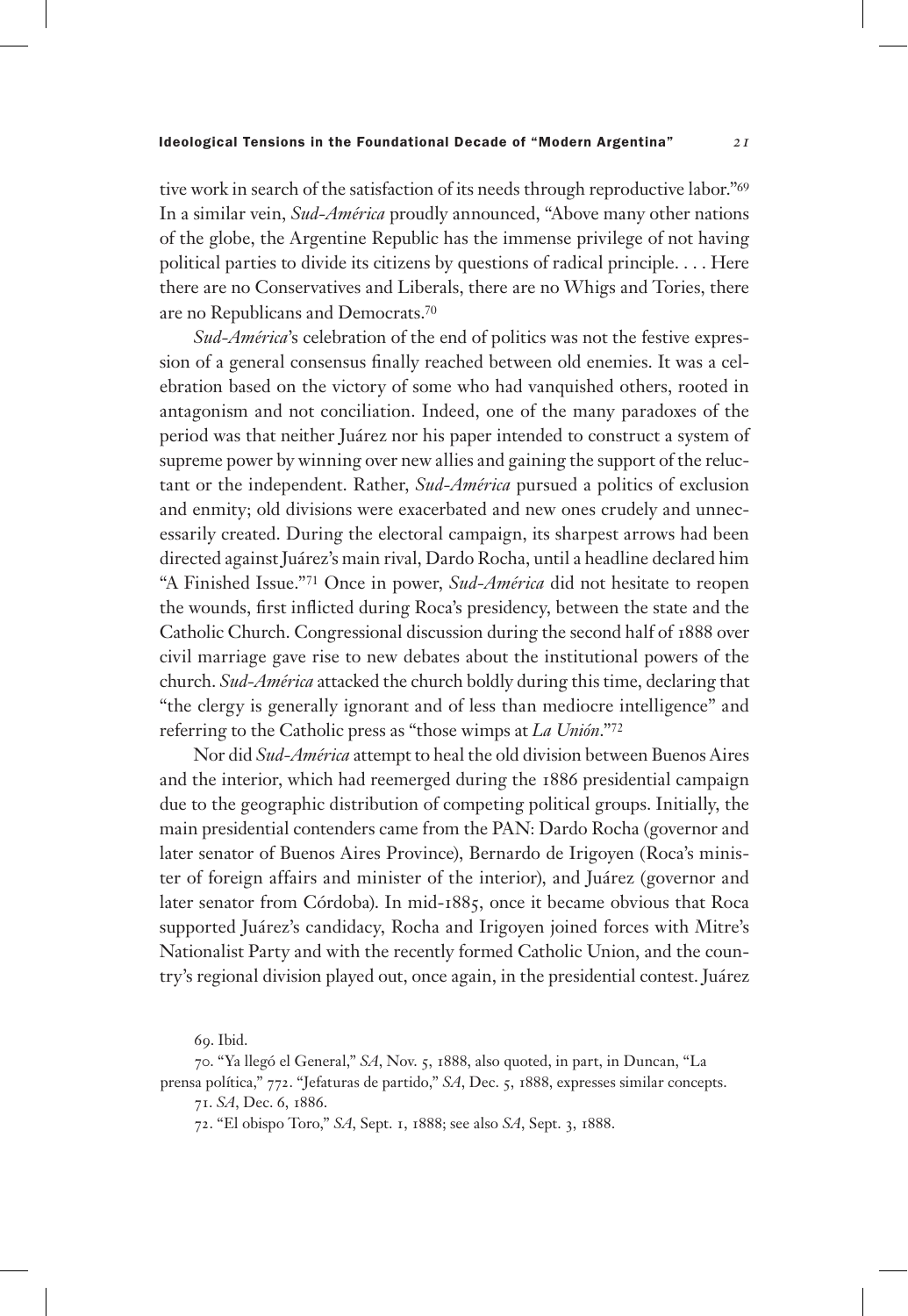tive work in search of the satisfaction of its needs through reproductive labor."[69] In a similar vein, *Sud-América* proudly announced, "Above many other nations of the globe, the Argentine Republic has the immense privilege of not having political parties to divide its citizens by questions of radical principle. . . . Here there are no Conservatives and Liberals, there are no Whigs and Tories, there are no Republicans and Democrats.[70]

*Sud-América*'s celebration of the end of politics was not the festive expression of a general consensus finally reached between old enemies. It was a celebration based on the victory of some who had vanquished others, rooted in antagonism and not conciliation. Indeed, one of the many paradoxes of the period was that neither Juárez nor his paper intended to construct a system of supreme power by winning over new allies and gaining the support of the reluctant or the independent. Rather, *Sud-América* pursued a politics of exclusion and enmity; old divisions were exacerbated and new ones crudely and unnecessarily created. During the electoral campaign, its sharpest arrows had been directed against Juárez's main rival, Dardo Rocha, until a headline declared him "A Finished Issue."[71] Once in power, *Sud-América* did not hesitate to reopen the wounds, first inflicted during Roca's presidency, between the state and the Catholic Church. Congressional discussion during the second half of 1888 over civil marriage gave rise to new debates about the institutional powers of the church. *Sud-América* attacked the church boldly during this time, declaring that "the clergy is generally ignorant and of less than mediocre intelligence" and referring to the Catholic press as "those wimps at *La Unión*."[72]

Nor did *Sud-América* attempt to heal the old division between Buenos Aires and the interior, which had reemerged during the 1886 presidential campaign due to the geographic distribution of competing political groups. Initially, the main presidential contenders came from the PAN: Dardo Rocha (governor and later senator of Buenos Aires Province), Bernardo de Irigoyen (Roca's minister of foreign affairs and minister of the interior), and Juárez (governor and later senator from Córdoba). In mid-1885, once it became obvious that Roca supported Juárez's candidacy, Rocha and Irigoyen joined forces with Mitre's Nationalist Party and with the recently formed Catholic Union, and the country's regional division played out, once again, in the presidential contest. Juárez

69. Ibid.

70. "Ya llegó el General," *SA*, Nov. 5, 1888, also quoted, in part, in Duncan, "La prensa política," 772. "Jefaturas de partido," *SA*, Dec. 5, 1888, expresses similar concepts.

71. *SA*, Dec. 6, 1886.

72. "El obispo Toro," *SA*, Sept. 1, 1888; see also *SA*, Sept. 3, 1888.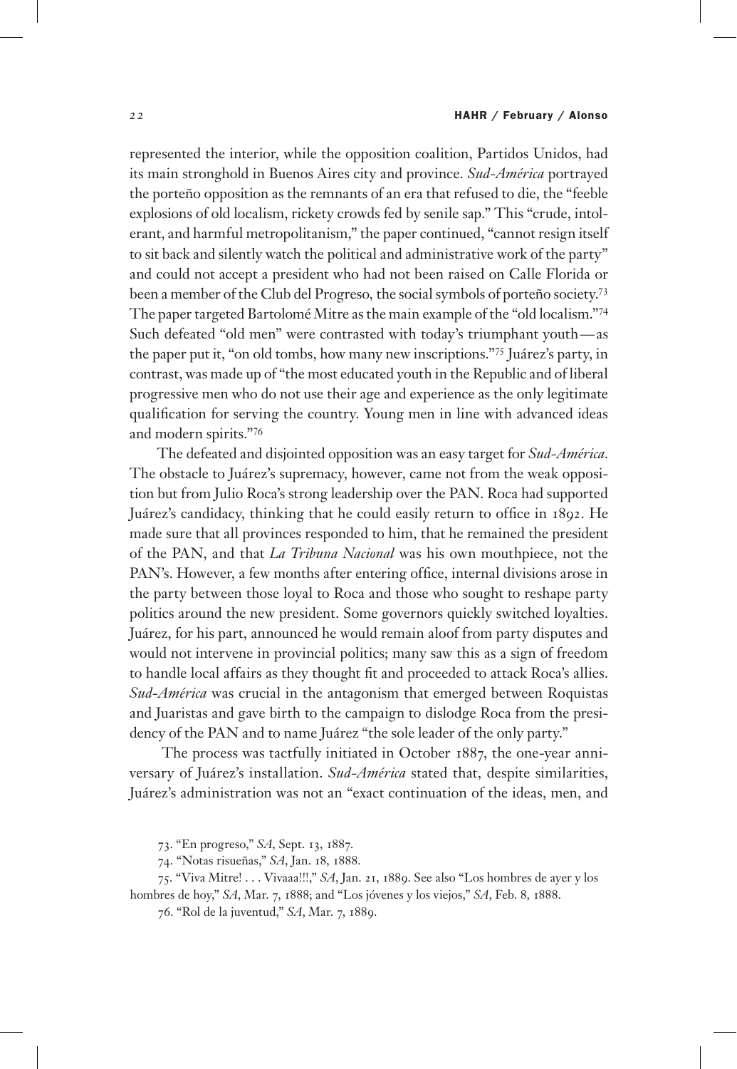represented the interior, while the opposition coalition, Partidos Unidos, had its main stronghold in Buenos Aires city and province. *Sud-América* portrayed the porteño opposition as the remnants of an era that refused to die, the "feeble explosions of old localism, rickety crowds fed by senile sap." This "crude, intolerant, and harmful metropolitanism," the paper continued, "cannot resign itself to sit back and silently watch the political and administrative work of the party" and could not accept a president who had not been raised on Calle Florida or been a member of the Club del Progreso, the social symbols of porteño society.[73] The paper targeted Bartolomé Mitre as the main example of the "old localism."[74] Such defeated "old men" were contrasted with today's triumphant youth—as the paper put it, "on old tombs, how many new inscriptions."[75] Juárez's party, in contrast, was made up of "the most educated youth in the Republic and of liberal progressive men who do not use their age and experience as the only legitimate qualification for serving the country. Young men in line with advanced ideas and modern spirits."[76]

The defeated and disjointed opposition was an easy target for *Sud-América*. The obstacle to Juárez's supremacy, however, came not from the weak opposition but from Julio Roca's strong leadership over the PAN. Roca had supported Juárez's candidacy, thinking that he could easily return to office in 1892. He made sure that all provinces responded to him, that he remained the president of the PAN, and that *La Tribuna Nacional* was his own mouthpiece, not the PAN's. However, a few months after entering office, internal divisions arose in the party between those loyal to Roca and those who sought to reshape party politics around the new president. Some governors quickly switched loyalties. Juárez, for his part, announced he would remain aloof from party disputes and would not intervene in provincial politics; many saw this as a sign of freedom to handle local affairs as they thought fit and proceeded to attack Roca's allies. *Sud-América* was crucial in the antagonism that emerged between Roquistas and Juaristas and gave birth to the campaign to dislodge Roca from the presidency of the PAN and to name Juárez "the sole leader of the only party."

The process was tactfully initiated in October 1887, the one-year anniversary of Juárez's installation. *Sud-América* stated that, despite similarities, Juárez's administration was not an "exact continuation of the ideas, men, and

73. "En progreso," *SA*, Sept. 13, 1887.

74. "Notas risueñas," *SA*, Jan. 18, 1888.

75. "Viva Mitre! . . . Vivaaa!!!," *SA*, Jan. 21, 1889. See also "Los hombres de ayer y los hombres de hoy," *SA*, Mar. 7, 1888; and "Los jóvenes y los viejos," *SA*, Feb. 8, 1888.

76. "Rol de la juventud," *SA*, Mar. 7, 1889.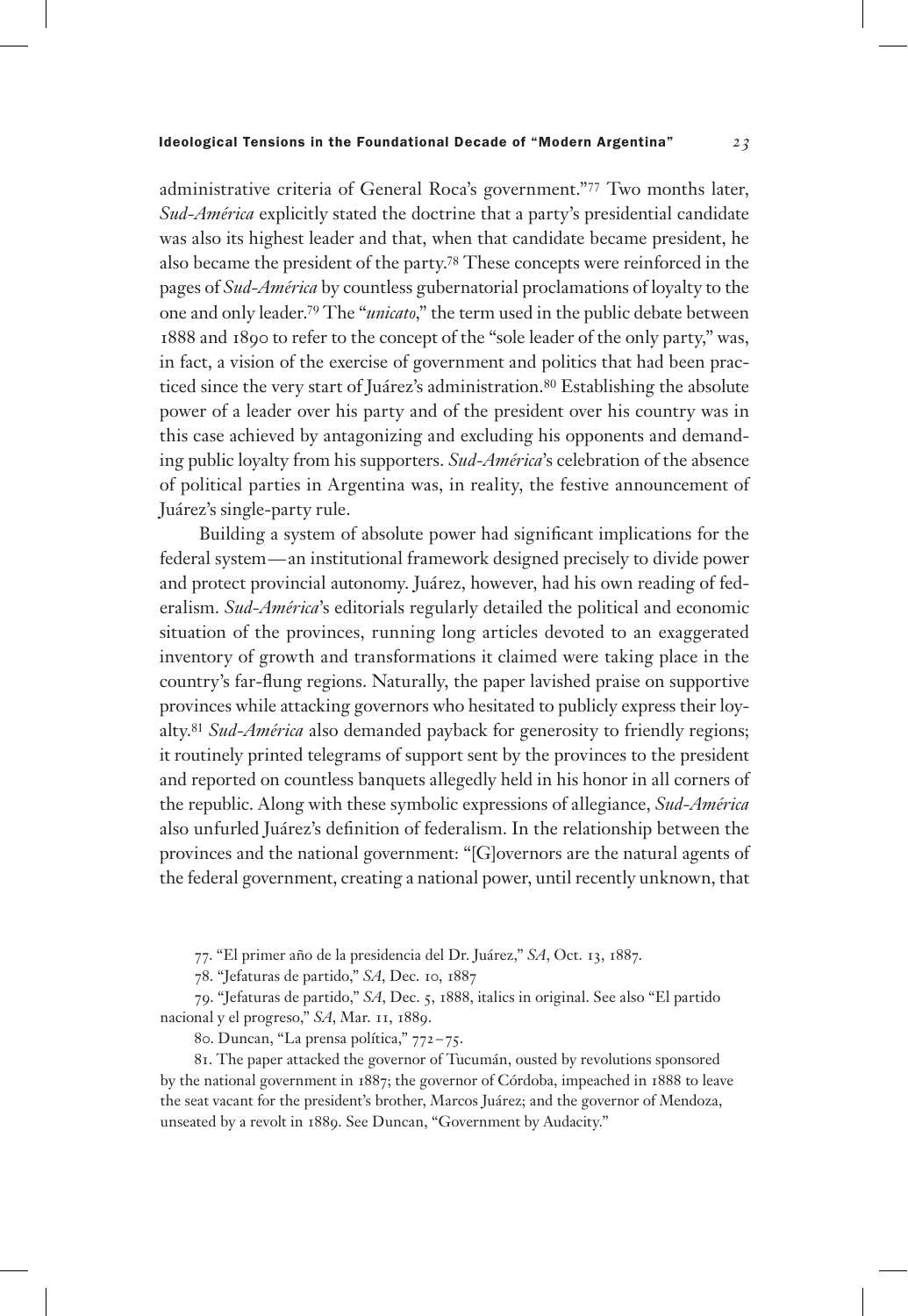administrative criteria of General Roca's government."[77] Two months later, *Sud-América* explicitly stated the doctrine that a party's presidential candidate was also its highest leader and that, when that candidate became president, he also became the president of the party.[78] These concepts were reinforced in the pages of *Sud-América* by countless gubernatorial proclamations of loyalty to the one and only leader.[79] The "*unicato*," the term used in the public debate between 1888 and 1890 to refer to the concept of the "sole leader of the only party," was, in fact, a vision of the exercise of government and politics that had been practiced since the very start of Juárez's administration.[80] Establishing the absolute power of a leader over his party and of the president over his country was in this case achieved by antagonizing and excluding his opponents and demanding public loyalty from his supporters. *Sud-América*'s celebration of the absence of political parties in Argentina was, in reality, the festive announcement of Juárez's single-party rule.

Building a system of absolute power had significant implications for the federal system—an institutional framework designed precisely to divide power and protect provincial autonomy. Juárez, however, had his own reading of federalism. *Sud-América*'s editorials regularly detailed the political and economic situation of the provinces, running long articles devoted to an exaggerated inventory of growth and transformations it claimed were taking place in the country's far-flung regions. Naturally, the paper lavished praise on supportive provinces while attacking governors who hesitated to publicly express their loyalty.[81] *Sud-América* also demanded payback for generosity to friendly regions; it routinely printed telegrams of support sent by the provinces to the president and reported on countless banquets allegedly held in his honor in all corners of the republic. Along with these symbolic expressions of allegiance, *Sud-América* also unfurled Juárez's definition of federalism. In the relationship between the provinces and the national government: "[G]overnors are the natural agents of the federal government, creating a national power, until recently unknown, that

77. "El primer año de la presidencia del Dr. Juárez," *SA*, Oct. 13, 1887.

78. "Jefaturas de partido," *SA*, Dec. 10, 1887

79. "Jefaturas de partido," *SA*, Dec. 5, 1888, italics in original. See also "El partido nacional y el progreso," *SA*, Mar. 11, 1889.

80. Duncan, "La prensa política," 772–75.

81. The paper attacked the governor of Tucumán, ousted by revolutions sponsored by the national government in 1887; the governor of Córdoba, impeached in 1888 to leave the seat vacant for the president's brother, Marcos Juárez; and the governor of Mendoza, unseated by a revolt in 1889. See Duncan, "Government by Audacity."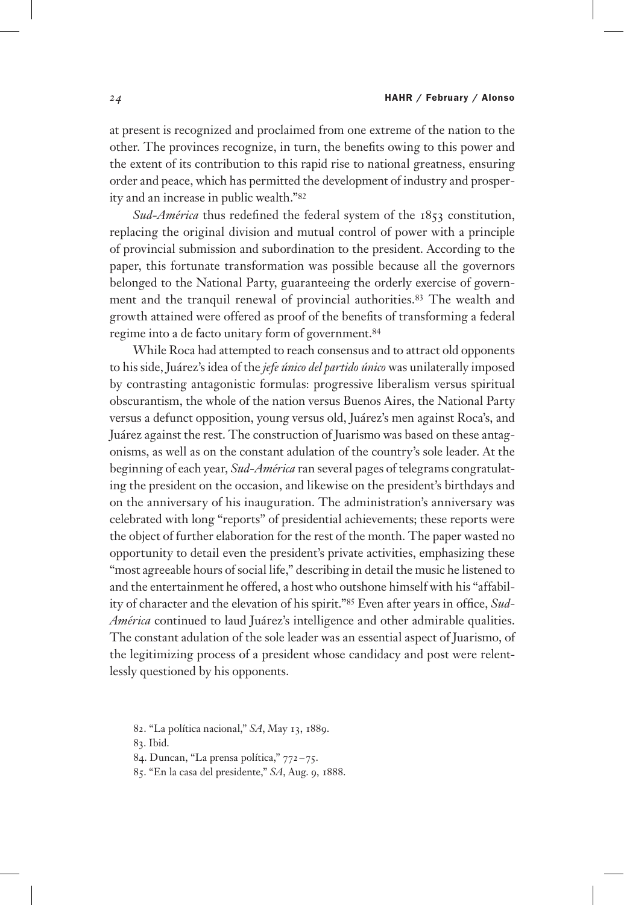at present is recognized and proclaimed from one extreme of the nation to the other. The provinces recognize, in turn, the benefits owing to this power and the extent of its contribution to this rapid rise to national greatness, ensuring order and peace, which has permitted the development of industry and prosperity and an increase in public wealth."[82]

*Sud-América* thus redefined the federal system of the 1853 constitution, replacing the original division and mutual control of power with a principle of provincial submission and subordination to the president. According to the paper, this fortunate transformation was possible because all the governors belonged to the National Party, guaranteeing the orderly exercise of government and the tranquil renewal of provincial authorities.[83] The wealth and growth attained were offered as proof of the benefits of transforming a federal regime into a de facto unitary form of government.[84]

While Roca had attempted to reach consensus and to attract old opponents to his side, Juárez's idea of the *jefe único del partido único* was unilaterally imposed by contrasting antagonistic formulas: progressive liberalism versus spiritual obscurantism, the whole of the nation versus Buenos Aires, the National Party versus a defunct opposition, young versus old, Juárez's men against Roca's, and Juárez against the rest. The construction of Juarismo was based on these antagonisms, as well as on the constant adulation of the country's sole leader. At the beginning of each year, *Sud-América* ran several pages of telegrams congratulating the president on the occasion, and likewise on the president's birthdays and on the anniversary of his inauguration. The administration's anniversary was celebrated with long "reports" of presidential achievements; these reports were the object of further elaboration for the rest of the month. The paper wasted no opportunity to detail even the president's private activities, emphasizing these "most agreeable hours of social life," describing in detail the music he listened to and the entertainment he offered, a host who outshone himself with his "affability of character and the elevation of his spirit."[85] Even after years in office, *Sud-América* continued to laud Juárez's intelligence and other admirable qualities. The constant adulation of the sole leader was an essential aspect of Juarismo, of the legitimizing process of a president whose candidacy and post were relentlessly questioned by his opponents.

82. "La política nacional," *SA*, May 13, 1889.

83. Ibid.

84. Duncan, "La prensa política," 772–75.

85. "En la casa del presidente," *SA*, Aug. 9, 1888.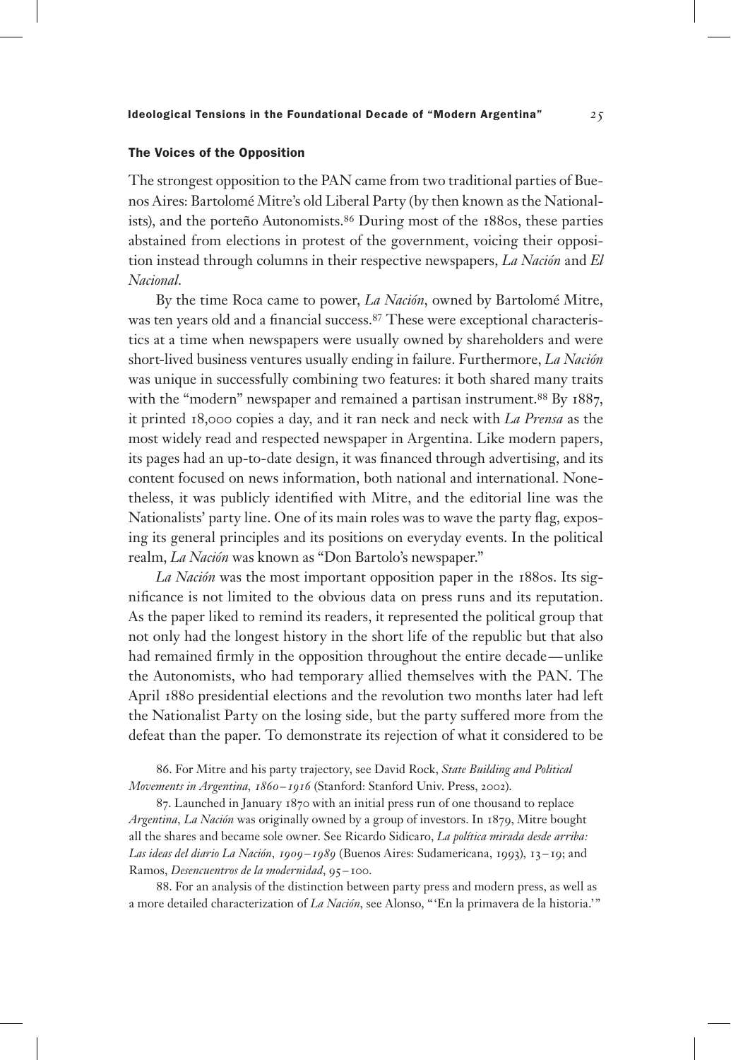### The Voices of the Opposition

The strongest opposition to the PAN came from two traditional parties of Buenos Aires: Bartolomé Mitre's old Liberal Party (by then known as the Nationalists), and the porteño Autonomists.[86] During most of the 1880s, these parties abstained from elections in protest of the government, voicing their opposition instead through columns in their respective newspapers, *La Nación* and *El Nacional*.

By the time Roca came to power, *La Nación*, owned by Bartolomé Mitre, was ten years old and a financial success.[87] These were exceptional characteristics at a time when newspapers were usually owned by shareholders and were short-lived business ventures usually ending in failure. Furthermore, *La Nación* was unique in successfully combining two features: it both shared many traits with the "modern" newspaper and remained a partisan instrument.[88] By 1887, it printed 18,000 copies a day, and it ran neck and neck with *La Prensa* as the most widely read and respected newspaper in Argentina. Like modern papers, its pages had an up-to-date design, it was financed through advertising, and its content focused on news information, both national and international. Nonetheless, it was publicly identified with Mitre, and the editorial line was the Nationalists' party line. One of its main roles was to wave the party flag, exposing its general principles and its positions on everyday events. In the political realm, *La Nación* was known as "Don Bartolo's newspaper."

*La Nación* was the most important opposition paper in the 1880s. Its significance is not limited to the obvious data on press runs and its reputation. As the paper liked to remind its readers, it represented the political group that not only had the longest history in the short life of the republic but that also had remained firmly in the opposition throughout the entire decade—unlike the Autonomists, who had temporary allied themselves with the PAN. The April 1880 presidential elections and the revolution two months later had left the Nationalist Party on the losing side, but the party suffered more from the defeat than the paper. To demonstrate its rejection of what it considered to be

86. For Mitre and his party trajectory, see David Rock, *State Building and Political Movements in Argentina, 1860–1916* (Stanford: Stanford Univ. Press, 2002).

87. Launched in January 1870 with an initial press run of one thousand to replace *Argentina*, *La Nación* was originally owned by a group of investors. In 1879, Mitre bought all the shares and became sole owner. See Ricardo Sidicaro, *La política mirada desde arriba: Las ideas del diario La Nación, 1909–1989* (Buenos Aires: Sudamericana, 1993), 13–19; and Ramos, *Desencuentros de la modernidad*, 95–100.

88. For an analysis of the distinction between party press and modern press, as well as a more detailed characterization of *La Nación*, see Alonso, "'En la primavera de la historia.'"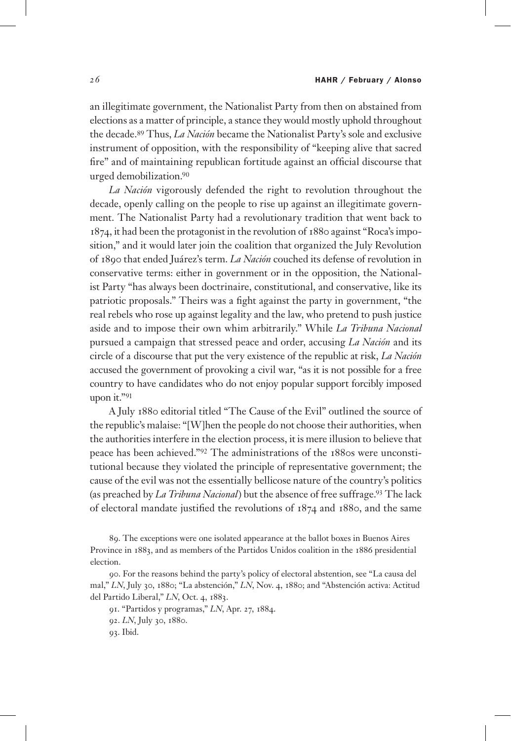an illegitimate government, the Nationalist Party from then on abstained from elections as a matter of principle, a stance they would mostly uphold throughout the decade.[89] Thus, *La Nación* became the Nationalist Party's sole and exclusive instrument of opposition, with the responsibility of "keeping alive that sacred fire" and of maintaining republican fortitude against an official discourse that urged demobilization.[90]

*La Nación* vigorously defended the right to revolution throughout the decade, openly calling on the people to rise up against an illegitimate government. The Nationalist Party had a revolutionary tradition that went back to 1874, it had been the protagonist in the revolution of 1880 against "Roca's imposition," and it would later join the coalition that organized the July Revolution of 1890 that ended Juárez's term. *La Nación* couched its defense of revolution in conservative terms: either in government or in the opposition, the Nationalist Party "has always been doctrinaire, constitutional, and conservative, like its patriotic proposals." Theirs was a fight against the party in government, "the real rebels who rose up against legality and the law, who pretend to push justice aside and to impose their own whim arbitrarily." While *La Tribuna Nacional* pursued a campaign that stressed peace and order, accusing *La Nación* and its circle of a discourse that put the very existence of the republic at risk, *La Nación* accused the government of provoking a civil war, "as it is not possible for a free country to have candidates who do not enjoy popular support forcibly imposed upon it."[91]

A July 1880 editorial titled "The Cause of the Evil" outlined the source of the republic's malaise: "[W]hen the people do not choose their authorities, when the authorities interfere in the election process, it is mere illusion to believe that peace has been achieved."[92] The administrations of the 1880s were unconstitutional because they violated the principle of representative government; the cause of the evil was not the essentially bellicose nature of the country's politics (as preached by *La Tribuna Nacional*) but the absence of free suffrage.[93] The lack of electoral mandate justified the revolutions of 1874 and 1880, and the same

89. The exceptions were one isolated appearance at the ballot boxes in Buenos Aires Province in 1883, and as members of the Partidos Unidos coalition in the 1886 presidential election.

90. For the reasons behind the party's policy of electoral abstention, see "La causa del mal," *LN*, July 30, 1880; "La abstención," *LN*, Nov. 4, 1880; and "Abstención activa: Actitud del Partido Liberal," *LN*, Oct. 4, 1883.

91. "Partidos y programas," *LN*, Apr. 27, 1884.

92. *LN*, July 30, 1880.

93. Ibid.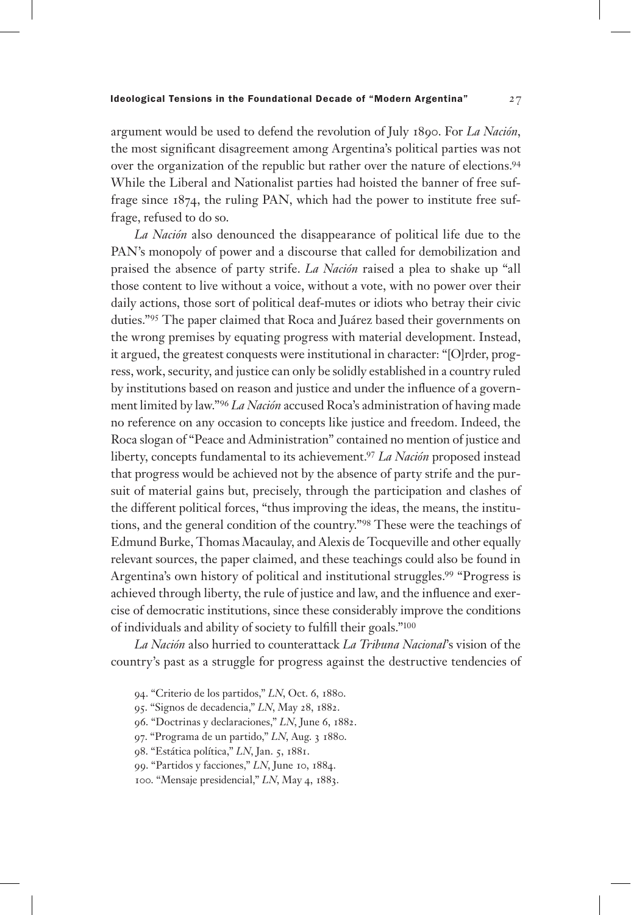argument would be used to defend the revolution of July 1890. For *La Nación*, the most significant disagreement among Argentina's political parties was not over the organization of the republic but rather over the nature of elections.[94] While the Liberal and Nationalist parties had hoisted the banner of free suffrage since 1874, the ruling PAN, which had the power to institute free suffrage, refused to do so.

*La Nación* also denounced the disappearance of political life due to the PAN's monopoly of power and a discourse that called for demobilization and praised the absence of party strife. *La Nación* raised a plea to shake up "all those content to live without a voice, without a vote, with no power over their daily actions, those sort of political deaf-mutes or idiots who betray their civic duties."[95] The paper claimed that Roca and Juárez based their governments on the wrong premises by equating progress with material development. Instead, it argued, the greatest conquests were institutional in character: "[O]rder, progress, work, security, and justice can only be solidly established in a country ruled by institutions based on reason and justice and under the influence of a government limited by law."[96] *La Nación* accused Roca's administration of having made no reference on any occasion to concepts like justice and freedom. Indeed, the Roca slogan of "Peace and Administration" contained no mention of justice and liberty, concepts fundamental to its achievement.[97] *La Nación* proposed instead that progress would be achieved not by the absence of party strife and the pursuit of material gains but, precisely, through the participation and clashes of the different political forces, "thus improving the ideas, the means, the institutions, and the general condition of the country."[98] These were the teachings of Edmund Burke, Thomas Macaulay, and Alexis de Tocqueville and other equally relevant sources, the paper claimed, and these teachings could also be found in Argentina's own history of political and institutional struggles.[99] "Progress is achieved through liberty, the rule of justice and law, and the influence and exercise of democratic institutions, since these considerably improve the conditions of individuals and ability of society to fulfill their goals."[100]

*La Nación* also hurried to counterattack *La Tribuna Nacional*'s vision of the country's past as a struggle for progress against the destructive tendencies of

94. "Criterio de los partidos," *LN*, Oct. 6, 1880.
95. "Signos de decadencia," *LN*, May 28, 1882.
96. "Doctrinas y declaraciones," *LN*, June 6, 1882.
97. "Programa de un partido," *LN*, Aug. 3 1880.
98. "Estática política," *LN*, Jan. 5, 1881.
99. "Partidos y facciones," *LN*, June 10, 1884.
100. "Mensaje presidencial," *LN*, May 4, 1883.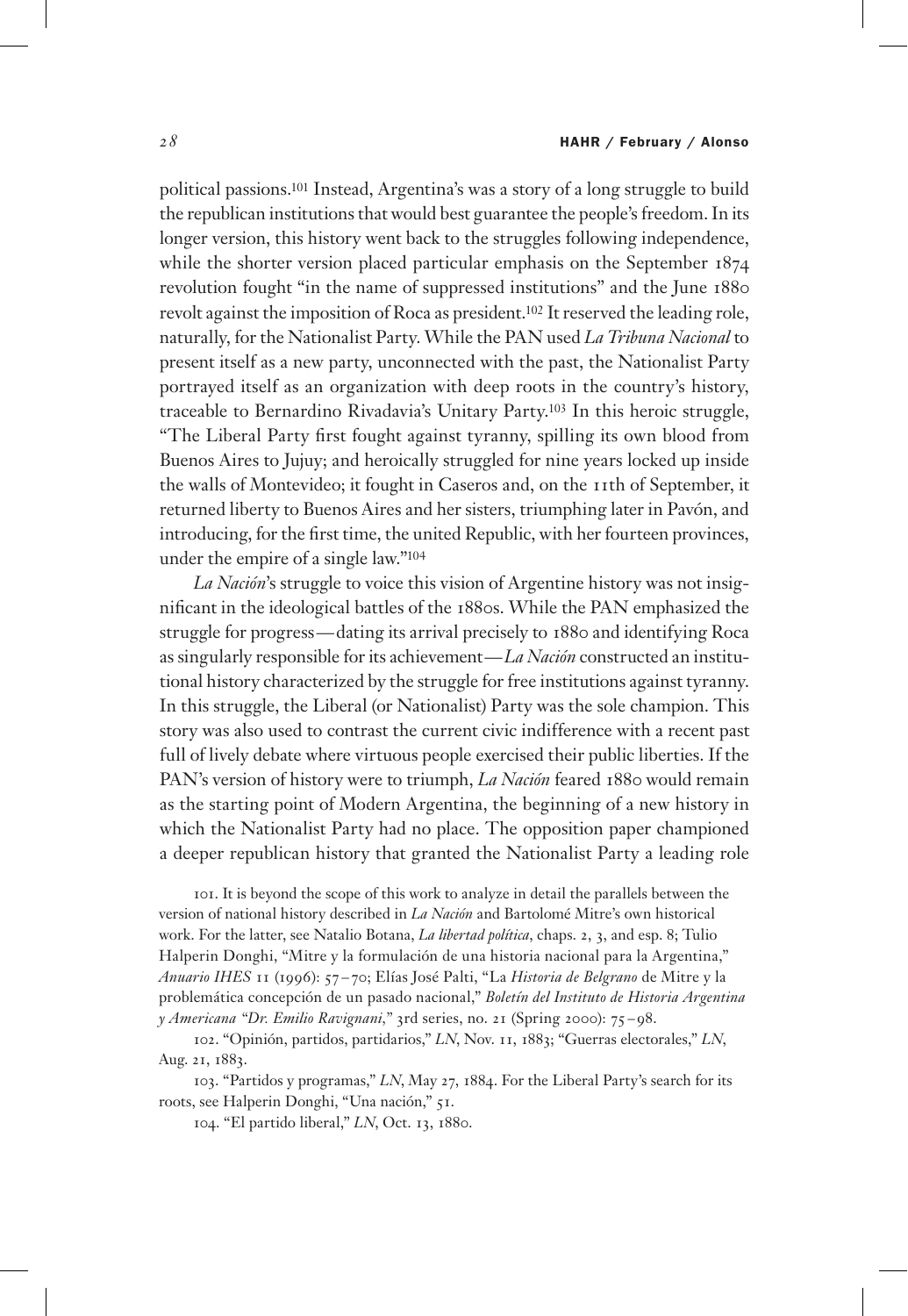political passions.[101] Instead, Argentina's was a story of a long struggle to build the republican institutions that would best guarantee the people's freedom. In its longer version, this history went back to the struggles following independence, while the shorter version placed particular emphasis on the September 1874 revolution fought "in the name of suppressed institutions" and the June 1880 revolt against the imposition of Roca as president.[102] It reserved the leading role, naturally, for the Nationalist Party. While the PAN used *La Tribuna Nacional* to present itself as a new party, unconnected with the past, the Nationalist Party portrayed itself as an organization with deep roots in the country's history, traceable to Bernardino Rivadavia's Unitary Party.[103] In this heroic struggle, "The Liberal Party first fought against tyranny, spilling its own blood from Buenos Aires to Jujuy; and heroically struggled for nine years locked up inside the walls of Montevideo; it fought in Caseros and, on the 11th of September, it returned liberty to Buenos Aires and her sisters, triumphing later in Pavón, and introducing, for the first time, the united Republic, with her fourteen provinces, under the empire of a single law."[104]

*La Nación*'s struggle to voice this vision of Argentine history was not insignificant in the ideological battles of the 1880s. While the PAN emphasized the struggle for progress—dating its arrival precisely to 1880 and identifying Roca as singularly responsible for its achievement—*La Nación* constructed an institutional history characterized by the struggle for free institutions against tyranny. In this struggle, the Liberal (or Nationalist) Party was the sole champion. This story was also used to contrast the current civic indifference with a recent past full of lively debate where virtuous people exercised their public liberties. If the PAN's version of history were to triumph, *La Nación* feared 1880 would remain as the starting point of Modern Argentina, the beginning of a new history in which the Nationalist Party had no place. The opposition paper championed a deeper republican history that granted the Nationalist Party a leading role

101. It is beyond the scope of this work to analyze in detail the parallels between the version of national history described in *La Nación* and Bartolomé Mitre's own historical work. For the latter, see Natalio Botana, *La libertad política*, chaps. 2, 3, and esp. 8; Tulio Halperin Donghi, "Mitre y la formulación de una historia nacional para la Argentina," *Anuario IHES* 11 (1996): 57–70; Elías José Palti, "La *Historia de Belgrano* de Mitre y la problemática concepción de un pasado nacional," *Boletín del Instituto de Historia Argentina y Americana "Dr. Emilio Ravignani*," 3rd series, no. 21 (Spring 2000): 75–98.

102. "Opinión, partidos, partidarios," *LN*, Nov. 11, 1883; "Guerras electorales," *LN*, Aug. 21, 1883.

103. "Partidos y programas," *LN*, May 27, 1884. For the Liberal Party's search for its roots, see Halperin Donghi, "Una nación," 51.

104. "El partido liberal," *LN*, Oct. 13, 1880.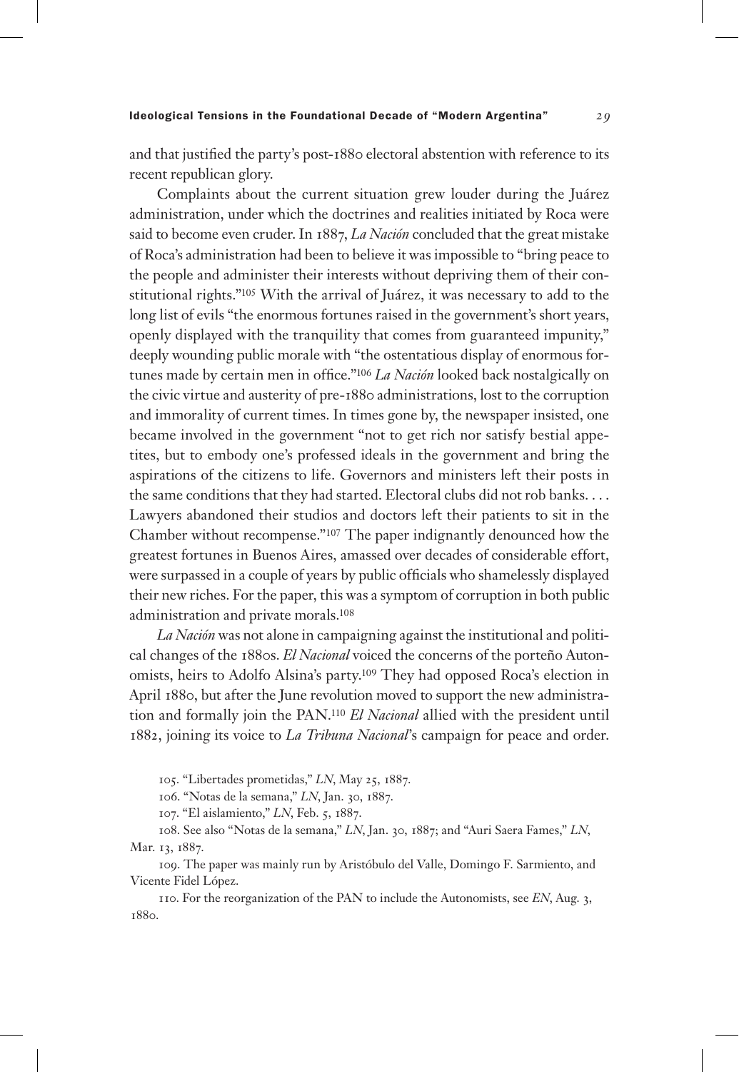and that justified the party's post-1880 electoral abstention with reference to its recent republican glory.

Complaints about the current situation grew louder during the Juárez administration, under which the doctrines and realities initiated by Roca were said to become even cruder. In 1887, *La Nación* concluded that the great mistake of Roca's administration had been to believe it was impossible to "bring peace to the people and administer their interests without depriving them of their constitutional rights."[105] With the arrival of Juárez, it was necessary to add to the long list of evils "the enormous fortunes raised in the government's short years, openly displayed with the tranquility that comes from guaranteed impunity," deeply wounding public morale with "the ostentatious display of enormous fortunes made by certain men in office."[106] *La Nación* looked back nostalgically on the civic virtue and austerity of pre-1880 administrations, lost to the corruption and immorality of current times. In times gone by, the newspaper insisted, one became involved in the government "not to get rich nor satisfy bestial appetites, but to embody one's professed ideals in the government and bring the aspirations of the citizens to life. Governors and ministers left their posts in the same conditions that they had started. Electoral clubs did not rob banks. . . . Lawyers abandoned their studios and doctors left their patients to sit in the Chamber without recompense."[107] The paper indignantly denounced how the greatest fortunes in Buenos Aires, amassed over decades of considerable effort, were surpassed in a couple of years by public officials who shamelessly displayed their new riches. For the paper, this was a symptom of corruption in both public administration and private morals.[108]

*La Nación* was not alone in campaigning against the institutional and political changes of the 1880s. *El Nacional* voiced the concerns of the porteño Autonomists, heirs to Adolfo Alsina's party.[109] They had opposed Roca's election in April 1880, but after the June revolution moved to support the new administration and formally join the PAN.[110] *El Nacional* allied with the president until 1882, joining its voice to *La Tribuna Nacional*'s campaign for peace and order.

105. "Libertades prometidas," *LN*, May 25, 1887.

106. "Notas de la semana," *LN*, Jan. 30, 1887.

107. "El aislamiento," *LN*, Feb. 5, 1887.

108. See also "Notas de la semana," *LN*, Jan. 30, 1887; and "Auri Saera Fames," *LN*, Mar. 13, 1887.

109. The paper was mainly run by Aristóbulo del Valle, Domingo F. Sarmiento, and Vicente Fidel López.

110. For the reorganization of the PAN to include the Autonomists, see *EN*, Aug. 3, 1880.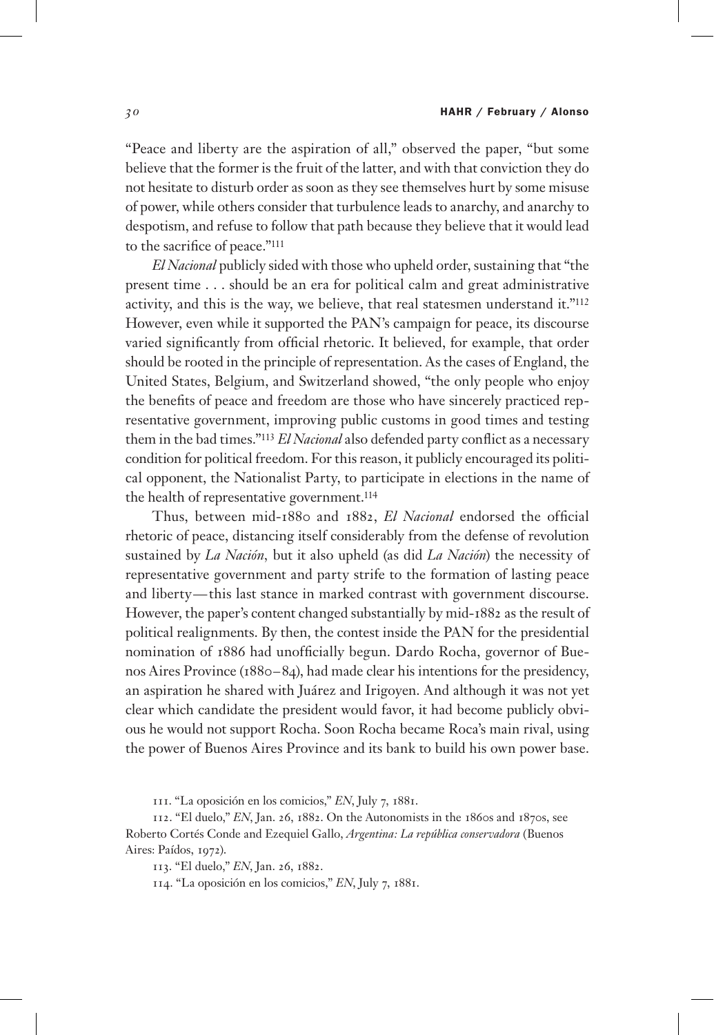"Peace and liberty are the aspiration of all," observed the paper, "but some believe that the former is the fruit of the latter, and with that conviction they do not hesitate to disturb order as soon as they see themselves hurt by some misuse of power, while others consider that turbulence leads to anarchy, and anarchy to despotism, and refuse to follow that path because they believe that it would lead to the sacrifice of peace."[111]

*El Nacional* publicly sided with those who upheld order, sustaining that "the present time . . . should be an era for political calm and great administrative activity, and this is the way, we believe, that real statesmen understand it."[112] However, even while it supported the PAN's campaign for peace, its discourse varied significantly from official rhetoric. It believed, for example, that order should be rooted in the principle of representation. As the cases of England, the United States, Belgium, and Switzerland showed, "the only people who enjoy the benefits of peace and freedom are those who have sincerely practiced representative government, improving public customs in good times and testing them in the bad times."[113] *El Nacional* also defended party conflict as a necessary condition for political freedom. For this reason, it publicly encouraged its political opponent, the Nationalist Party, to participate in elections in the name of the health of representative government.[114]

Thus, between mid-1880 and 1882, *El Nacional* endorsed the official rhetoric of peace, distancing itself considerably from the defense of revolution sustained by *La Nación*, but it also upheld (as did *La Nación*) the necessity of representative government and party strife to the formation of lasting peace and liberty—this last stance in marked contrast with government discourse. However, the paper's content changed substantially by mid-1882 as the result of political realignments. By then, the contest inside the PAN for the presidential nomination of 1886 had unofficially begun. Dardo Rocha, governor of Buenos Aires Province (1880–84), had made clear his intentions for the presidency, an aspiration he shared with Juárez and Irigoyen. And although it was not yet clear which candidate the president would favor, it had become publicly obvious he would not support Rocha. Soon Rocha became Roca's main rival, using the power of Buenos Aires Province and its bank to build his own power base.

111. "La oposición en los comicios," *EN*, July 7, 1881.

112. "El duelo," *EN*, Jan. 26, 1882. On the Autonomists in the 1860s and 1870s, see Roberto Cortés Conde and Ezequiel Gallo, *Argentina: La república conservadora* (Buenos Aires: Paídos, 1972).

113. "El duelo," *EN*, Jan. 26, 1882.

114. "La oposición en los comicios," *EN*, July 7, 1881.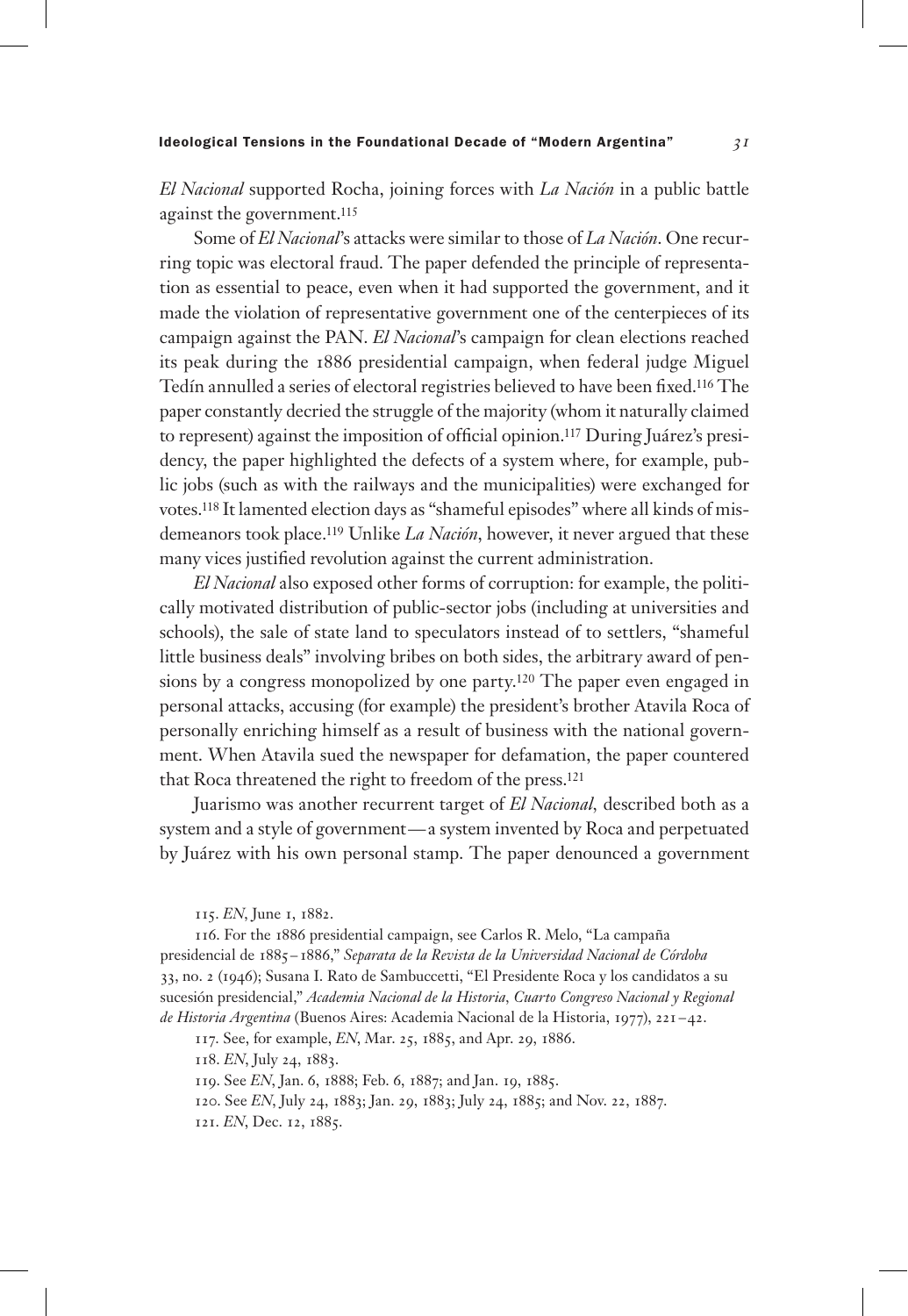*El Nacional* supported Rocha, joining forces with *La Nación* in a public battle against the government.[115]

Some of *El Nacional*'s attacks were similar to those of *La Nación*. One recurring topic was electoral fraud. The paper defended the principle of representation as essential to peace, even when it had supported the government, and it made the violation of representative government one of the centerpieces of its campaign against the PAN. *El Nacional*'s campaign for clean elections reached its peak during the 1886 presidential campaign, when federal judge Miguel Tedín annulled a series of electoral registries believed to have been fixed.[116] The paper constantly decried the struggle of the majority (whom it naturally claimed to represent) against the imposition of official opinion.[117] During Juárez's presidency, the paper highlighted the defects of a system where, for example, public jobs (such as with the railways and the municipalities) were exchanged for votes.[118] It lamented election days as "shameful episodes" where all kinds of misdemeanors took place.[119] Unlike *La Nación*, however, it never argued that these many vices justified revolution against the current administration.

*El Nacional* also exposed other forms of corruption: for example, the politically motivated distribution of public-sector jobs (including at universities and schools), the sale of state land to speculators instead of to settlers, "shameful little business deals" involving bribes on both sides, the arbitrary award of pensions by a congress monopolized by one party.[120] The paper even engaged in personal attacks, accusing (for example) the president's brother Atavila Roca of personally enriching himself as a result of business with the national government. When Atavila sued the newspaper for defamation, the paper countered that Roca threatened the right to freedom of the press.[121]

Juarismo was another recurrent target of *El Nacional*, described both as a system and a style of government — a system invented by Roca and perpetuated by Juárez with his own personal stamp. The paper denounced a government

115. *EN*, June 1, 1882.

116. For the 1886 presidential campaign, see Carlos R. Melo, "La campaña presidencial de 1885–1886," *Separata de la Revista de la Universidad Nacional de Córdoba* 33, no. 2 (1946); Susana I. Rato de Sambuccetti, "El Presidente Roca y los candidatos a su sucesión presidencial," *Academia Nacional de la Historia, Cuarto Congreso Nacional y Regional de Historia Argentina* (Buenos Aires: Academia Nacional de la Historia, 1977), 221–42.

117. See, for example, *EN*, Mar. 25, 1885, and Apr. 29, 1886.

118. *EN*, July 24, 1883.

119. See *EN*, Jan. 6, 1888; Feb. 6, 1887; and Jan. 19, 1885.

120. See *EN*, July 24, 1883; Jan. 29, 1883; July 24, 1885; and Nov. 22, 1887.

121. *EN*, Dec. 12, 1885.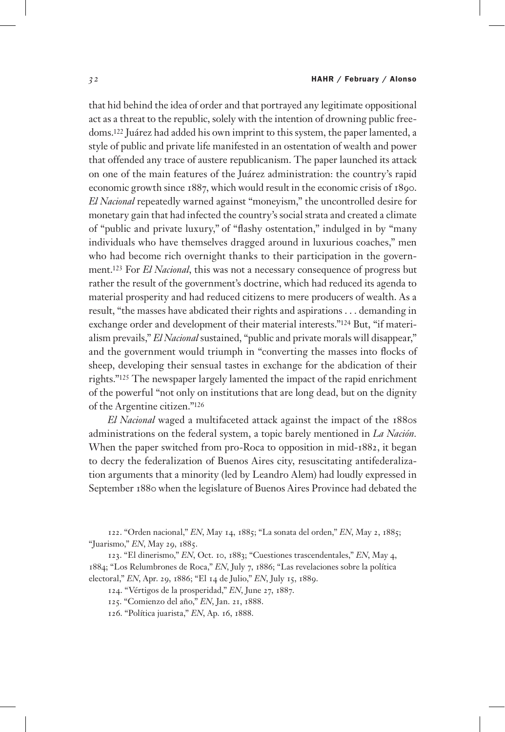that hid behind the idea of order and that portrayed any legitimate oppositional act as a threat to the republic, solely with the intention of drowning public freedoms.[122] Juárez had added his own imprint to this system, the paper lamented, a style of public and private life manifested in an ostentation of wealth and power that offended any trace of austere republicanism. The paper launched its attack on one of the main features of the Juárez administration: the country's rapid economic growth since 1887, which would result in the economic crisis of 1890. *El Nacional* repeatedly warned against "moneyism," the uncontrolled desire for monetary gain that had infected the country's social strata and created a climate of "public and private luxury," of "flashy ostentation," indulged in by "many individuals who have themselves dragged around in luxurious coaches," men who had become rich overnight thanks to their participation in the government.[123] For *El Nacional*, this was not a necessary consequence of progress but rather the result of the government's doctrine, which had reduced its agenda to material prosperity and had reduced citizens to mere producers of wealth. As a result, "the masses have abdicated their rights and aspirations . . . demanding in exchange order and development of their material interests."[124] But, "if materialism prevails," *El Nacional* sustained, "public and private morals will disappear," and the government would triumph in "converting the masses into flocks of sheep, developing their sensual tastes in exchange for the abdication of their rights."[125] The newspaper largely lamented the impact of the rapid enrichment of the powerful "not only on institutions that are long dead, but on the dignity of the Argentine citizen."[126]

*El Nacional* waged a multifaceted attack against the impact of the 1880s administrations on the federal system, a topic barely mentioned in *La Nación.* When the paper switched from pro-Roca to opposition in mid-1882, it began to decry the federalization of Buenos Aires city, resuscitating antifederalization arguments that a minority (led by Leandro Alem) had loudly expressed in September 1880 when the legislature of Buenos Aires Province had debated the

122. "Orden nacional," *EN*, May 14, 1885; "La sonata del orden," *EN*, May 2, 1885; "Juarismo," *EN*, May 29, 1885.

123. "El dinerismo," *EN*, Oct. 10, 1883; "Cuestiones trascendentales," *EN*, May 4, 1884; "Los Relumbrones de Roca," *EN*, July 7, 1886; "Las revelaciones sobre la política electoral," *EN*, Apr. 29, 1886; "El 14 de Julio," *EN*, July 15, 1889.

124. "Vértigos de la prosperidad," *EN*, June 27, 1887.

125. "Comienzo del año," *EN*, Jan. 21, 1888.

126. "Política juarista," *EN*, Ap. 16, 1888.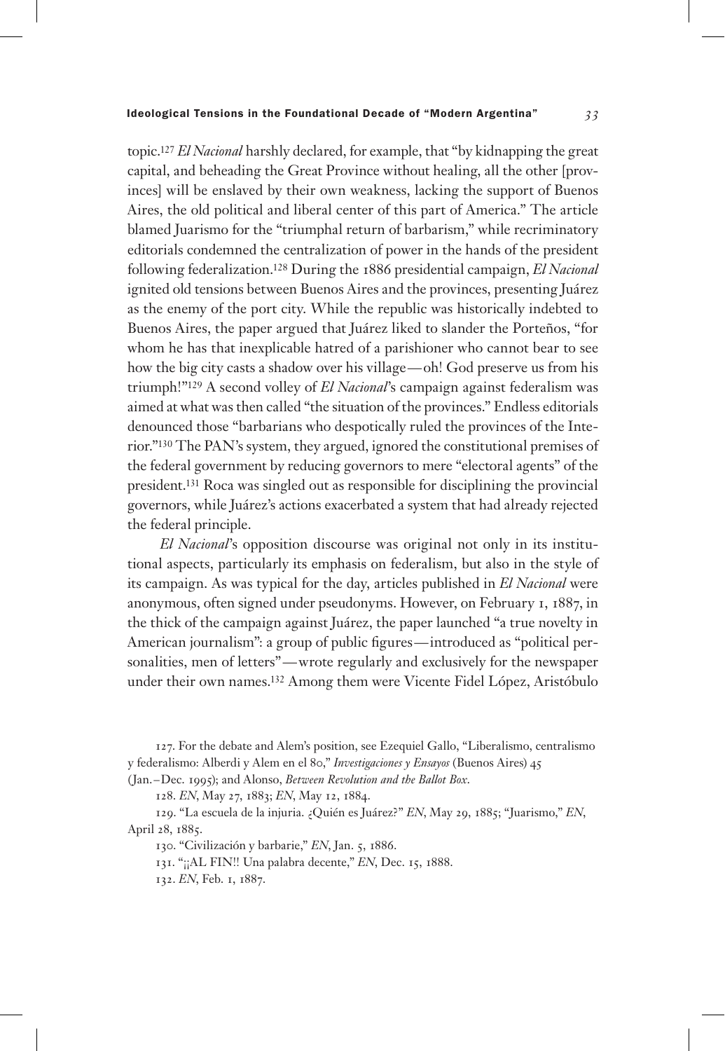topic.[127] *El Nacional* harshly declared, for example, that "by kidnapping the great capital, and beheading the Great Province without healing, all the other [provinces] will be enslaved by their own weakness, lacking the support of Buenos Aires, the old political and liberal center of this part of America." The article blamed Juarismo for the "triumphal return of barbarism," while recriminatory editorials condemned the centralization of power in the hands of the president following federalization.[128] During the 1886 presidential campaign, *El Nacional* ignited old tensions between Buenos Aires and the provinces, presenting Juárez as the enemy of the port city. While the republic was historically indebted to Buenos Aires, the paper argued that Juárez liked to slander the Porteños, "for whom he has that inexplicable hatred of a parishioner who cannot bear to see how the big city casts a shadow over his village—oh! God preserve us from his triumph!"[129] A second volley of *El Nacional*'s campaign against federalism was aimed at what was then called "the situation of the provinces." Endless editorials denounced those "barbarians who despotically ruled the provinces of the Interior."[130] The PAN's system, they argued, ignored the constitutional premises of the federal government by reducing governors to mere "electoral agents" of the president.[131] Roca was singled out as responsible for disciplining the provincial governors, while Juárez's actions exacerbated a system that had already rejected the federal principle.

*El Nacional*'s opposition discourse was original not only in its institutional aspects, particularly its emphasis on federalism, but also in the style of its campaign. As was typical for the day, articles published in *El Nacional* were anonymous, often signed under pseudonyms. However, on February 1, 1887, in the thick of the campaign against Juárez, the paper launched "a true novelty in American journalism": a group of public figures—introduced as "political personalities, men of letters"—wrote regularly and exclusively for the newspaper under their own names.[132] Among them were Vicente Fidel López, Aristóbulo

127. For the debate and Alem's position, see Ezequiel Gallo, "Liberalismo, centralismo y federalismo: Alberdi y Alem en el 80," *Investigaciones y Ensayos* (Buenos Aires) 45 (Jan.–Dec. 1995); and Alonso, *Between Revolution and the Ballot Box*.

128. *EN*, May 27, 1883; *EN*, May 12, 1884.

129. "La escuela de la injuria. ¿Quién es Juárez?" *EN*, May 29, 1885; "Juarismo," *EN*, April 28, 1885.

130. "Civilización y barbarie," *EN*, Jan. 5, 1886.

131. "¡¡AL FIN!! Una palabra decente," *EN*, Dec. 15, 1888.

132. *EN*, Feb. 1, 1887.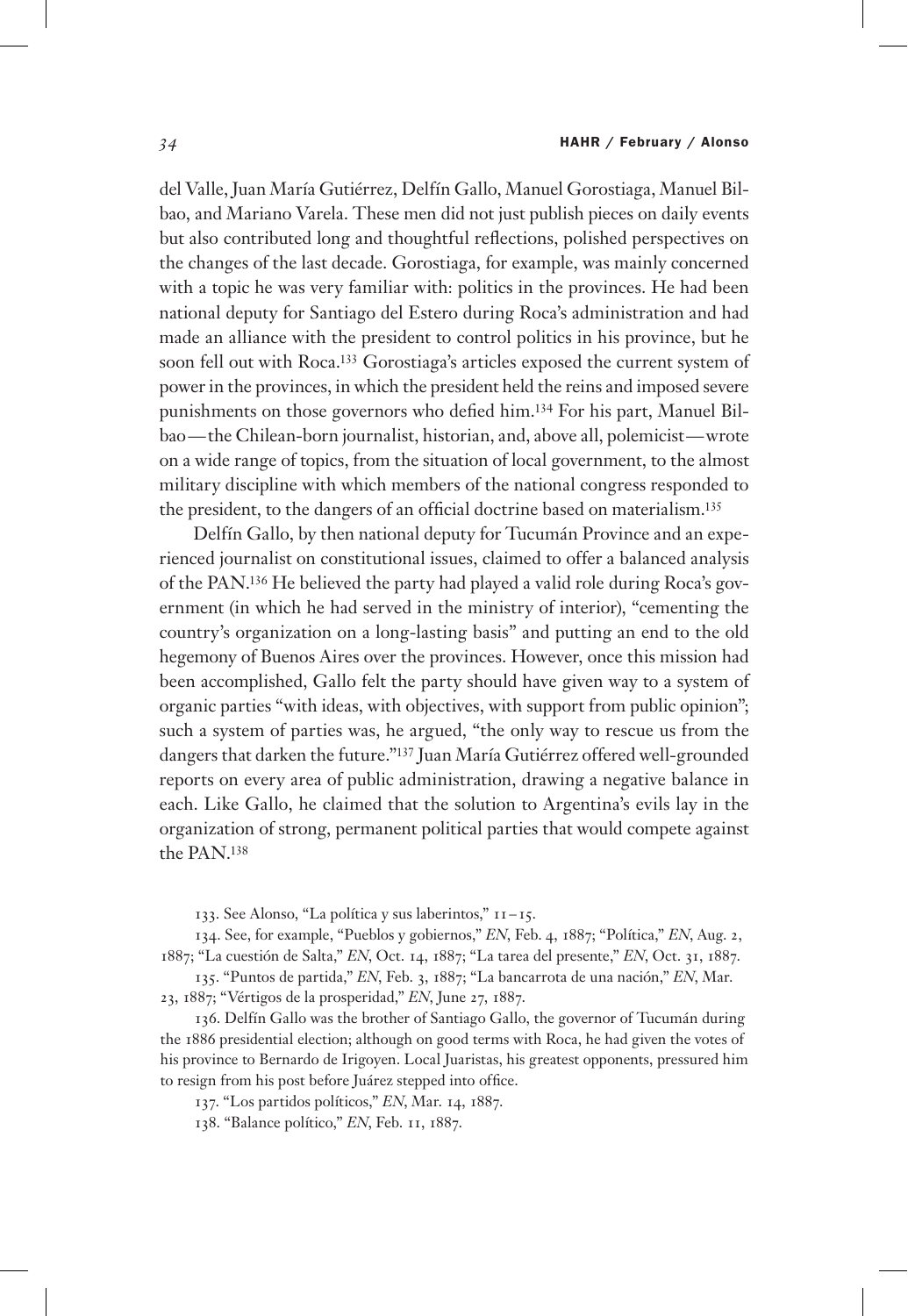del Valle, Juan María Gutiérrez, Delfín Gallo, Manuel Gorostiaga, Manuel Bilbao, and Mariano Varela. These men did not just publish pieces on daily events but also contributed long and thoughtful reflections, polished perspectives on the changes of the last decade. Gorostiaga, for example, was mainly concerned with a topic he was very familiar with: politics in the provinces. He had been national deputy for Santiago del Estero during Roca's administration and had made an alliance with the president to control politics in his province, but he soon fell out with Roca.[133] Gorostiaga's articles exposed the current system of power in the provinces, in which the president held the reins and imposed severe punishments on those governors who defied him.[134] For his part, Manuel Bilbao—the Chilean-born journalist, historian, and, above all, polemicist—wrote on a wide range of topics, from the situation of local government, to the almost military discipline with which members of the national congress responded to the president, to the dangers of an official doctrine based on materialism.[135]

Delfín Gallo, by then national deputy for Tucumán Province and an experienced journalist on constitutional issues, claimed to offer a balanced analysis of the PAN.[136] He believed the party had played a valid role during Roca's government (in which he had served in the ministry of interior), "cementing the country's organization on a long-lasting basis" and putting an end to the old hegemony of Buenos Aires over the provinces. However, once this mission had been accomplished, Gallo felt the party should have given way to a system of organic parties "with ideas, with objectives, with support from public opinion"; such a system of parties was, he argued, "the only way to rescue us from the dangers that darken the future."[137] Juan María Gutiérrez offered well-grounded reports on every area of public administration, drawing a negative balance in each. Like Gallo, he claimed that the solution to Argentina's evils lay in the organization of strong, permanent political parties that would compete against the PAN.[138]

133. See Alonso, "La política y sus laberintos," 11–15.

134. See, for example, "Pueblos y gobiernos," *EN*, Feb. 4, 1887; "Política," *EN*, Aug. 2, 1887; "La cuestión de Salta," *EN*, Oct. 14, 1887; "La tarea del presente," *EN*, Oct. 31, 1887.

135. "Puntos de partida," *EN*, Feb. 3, 1887; "La bancarrota de una nación," *EN*, Mar. 23, 1887; "Vértigos de la prosperidad," *EN*, June 27, 1887.

136. Delfín Gallo was the brother of Santiago Gallo, the governor of Tucumán during the 1886 presidential election; although on good terms with Roca, he had given the votes of his province to Bernardo de Irigoyen. Local Juaristas, his greatest opponents, pressured him to resign from his post before Juárez stepped into office.

137. "Los partidos políticos," *EN*, Mar. 14, 1887.

138. "Balance político," *EN*, Feb. 11, 1887.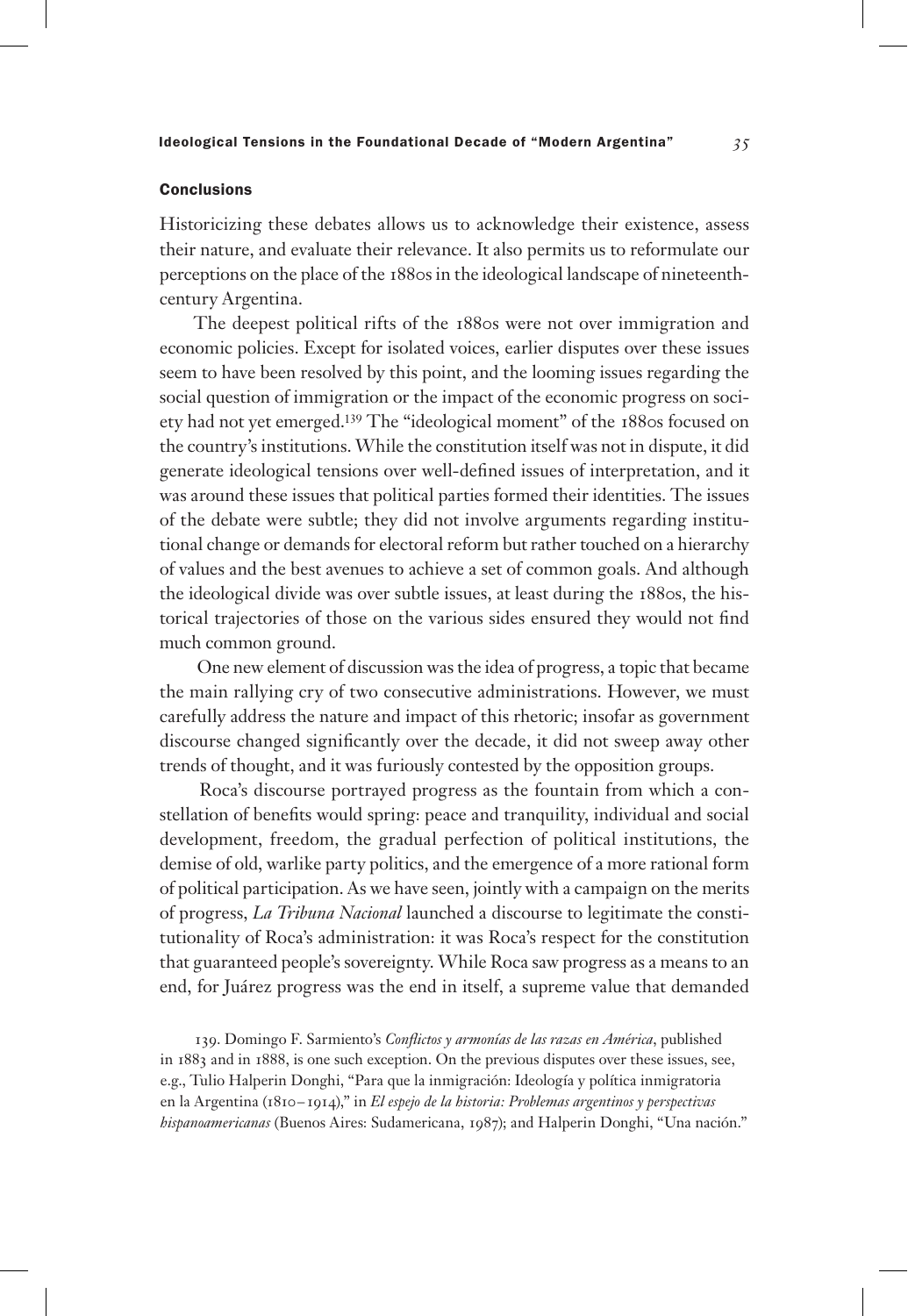## Conclusions

Historicizing these debates allows us to acknowledge their existence, assess their nature, and evaluate their relevance. It also permits us to reformulate our perceptions on the place of the 1880s in the ideological landscape of nineteenth-century Argentina.

The deepest political rifts of the 1880s were not over immigration and economic policies. Except for isolated voices, earlier disputes over these issues seem to have been resolved by this point, and the looming issues regarding the social question of immigration or the impact of the economic progress on society had not yet emerged.[139] The "ideological moment" of the 1880s focused on the country's institutions. While the constitution itself was not in dispute, it did generate ideological tensions over well-defined issues of interpretation, and it was around these issues that political parties formed their identities. The issues of the debate were subtle; they did not involve arguments regarding institutional change or demands for electoral reform but rather touched on a hierarchy of values and the best avenues to achieve a set of common goals. And although the ideological divide was over subtle issues, at least during the 1880s, the historical trajectories of those on the various sides ensured they would not find much common ground.

One new element of discussion was the idea of progress, a topic that became the main rallying cry of two consecutive administrations. However, we must carefully address the nature and impact of this rhetoric; insofar as government discourse changed significantly over the decade, it did not sweep away other trends of thought, and it was furiously contested by the opposition groups.

Roca's discourse portrayed progress as the fountain from which a constellation of benefits would spring: peace and tranquility, individual and social development, freedom, the gradual perfection of political institutions, the demise of old, warlike party politics, and the emergence of a more rational form of political participation. As we have seen, jointly with a campaign on the merits of progress, *La Tribuna Nacional* launched a discourse to legitimate the constitutionality of Roca's administration: it was Roca's respect for the constitution that guaranteed people's sovereignty. While Roca saw progress as a means to an end, for Juárez progress was the end in itself, a supreme value that demanded

139. Domingo F. Sarmiento's *Conflictos y armonías de las razas en América*, published in 1883 and in 1888, is one such exception. On the previous disputes over these issues, see, e.g., Tulio Halperin Donghi, "Para que la inmigración: Ideología y política inmigratoria en la Argentina (1810–1914)," in *El espejo de la historia: Problemas argentinos y perspectivas hispanoamericanas* (Buenos Aires: Sudamericana, 1987); and Halperin Donghi, "Una nación."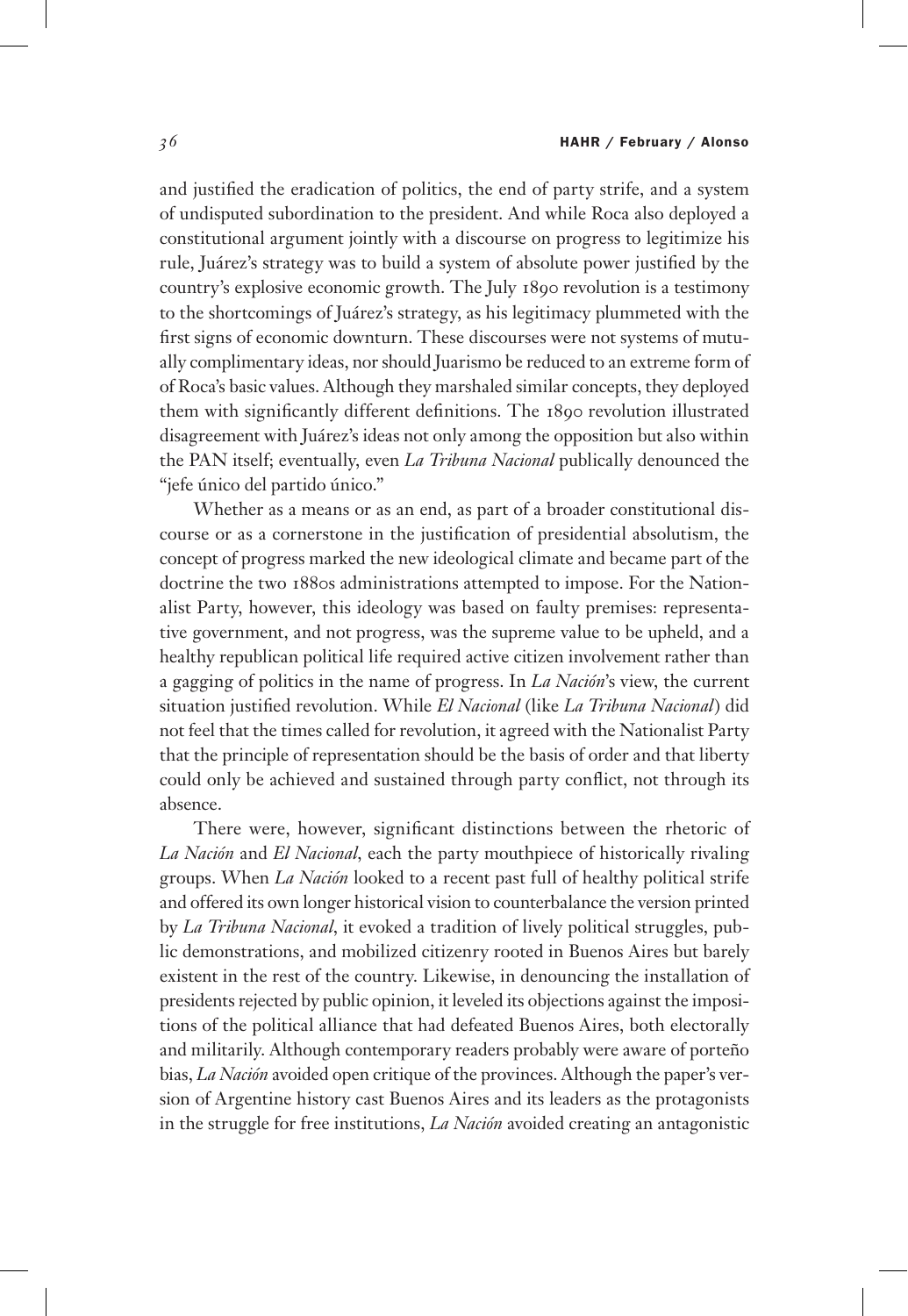and justified the eradication of politics, the end of party strife, and a system of undisputed subordination to the president. And while Roca also deployed a constitutional argument jointly with a discourse on progress to legitimize his rule, Juárez's strategy was to build a system of absolute power justified by the country's explosive economic growth. The July 1890 revolution is a testimony to the shortcomings of Juárez's strategy, as his legitimacy plummeted with the first signs of economic downturn. These discourses were not systems of mutually complimentary ideas, nor should Juarismo be reduced to an extreme form of of Roca's basic values. Although they marshaled similar concepts, they deployed them with significantly different definitions. The 1890 revolution illustrated disagreement with Juárez's ideas not only among the opposition but also within the PAN itself; eventually, even *La Tribuna Nacional* publically denounced the "jefe único del partido único."

Whether as a means or as an end, as part of a broader constitutional discourse or as a cornerstone in the justification of presidential absolutism, the concept of progress marked the new ideological climate and became part of the doctrine the two 1880s administrations attempted to impose. For the Nationalist Party, however, this ideology was based on faulty premises: representative government, and not progress, was the supreme value to be upheld, and a healthy republican political life required active citizen involvement rather than a gagging of politics in the name of progress. In *La Nación*'s view, the current situation justified revolution. While *El Nacional* (like *La Tribuna Nacional*) did not feel that the times called for revolution, it agreed with the Nationalist Party that the principle of representation should be the basis of order and that liberty could only be achieved and sustained through party conflict, not through its absence.

There were, however, significant distinctions between the rhetoric of *La Nación* and *El Nacional*, each the party mouthpiece of historically rivaling groups. When *La Nación* looked to a recent past full of healthy political strife and offered its own longer historical vision to counterbalance the version printed by *La Tribuna Nacional*, it evoked a tradition of lively political struggles, public demonstrations, and mobilized citizenry rooted in Buenos Aires but barely existent in the rest of the country. Likewise, in denouncing the installation of presidents rejected by public opinion, it leveled its objections against the impositions of the political alliance that had defeated Buenos Aires, both electorally and militarily. Although contemporary readers probably were aware of porteño bias, *La Nación* avoided open critique of the provinces. Although the paper's version of Argentine history cast Buenos Aires and its leaders as the protagonists in the struggle for free institutions, *La Nación* avoided creating an antagonistic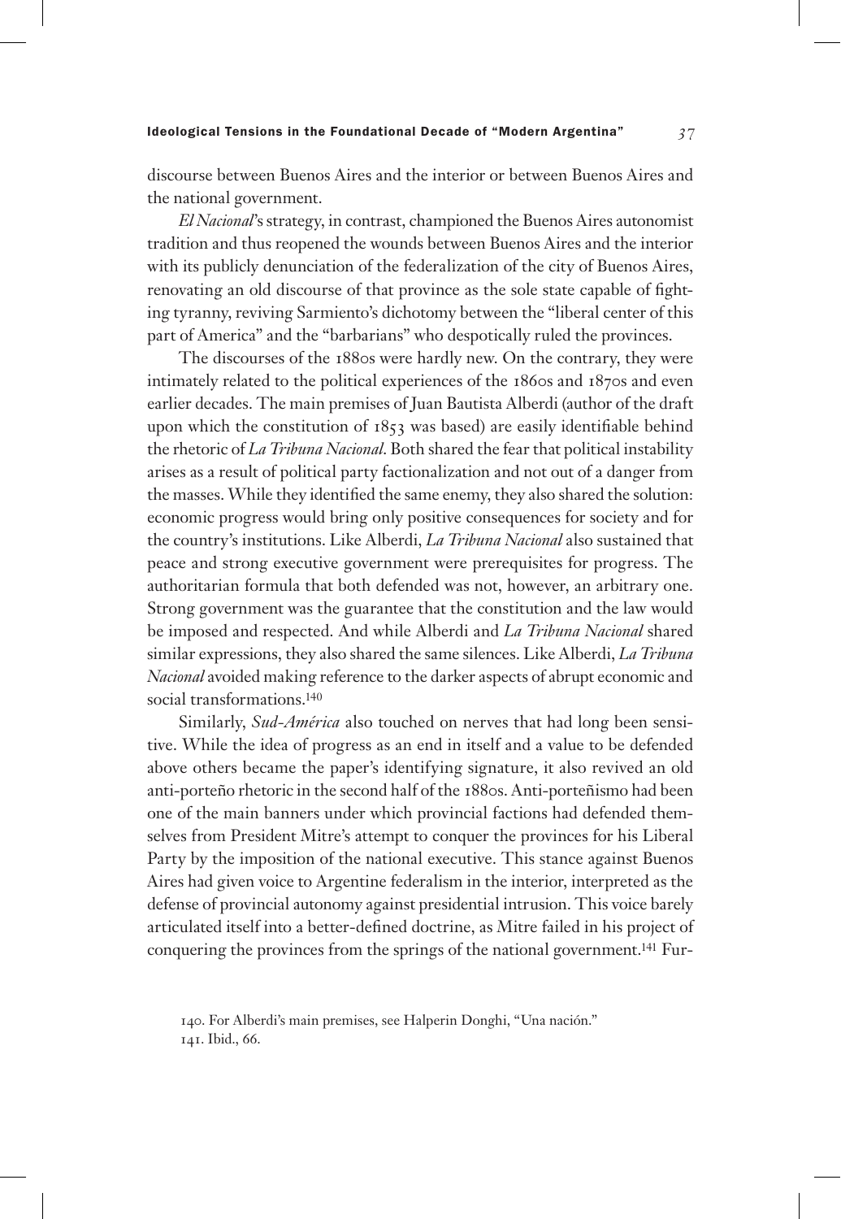discourse between Buenos Aires and the interior or between Buenos Aires and the national government.

*El Nacional*'s strategy, in contrast, championed the Buenos Aires autonomist tradition and thus reopened the wounds between Buenos Aires and the interior with its publicly denunciation of the federalization of the city of Buenos Aires, renovating an old discourse of that province as the sole state capable of fighting tyranny, reviving Sarmiento's dichotomy between the "liberal center of this part of America" and the "barbarians" who despotically ruled the provinces.

The discourses of the 1880s were hardly new. On the contrary, they were intimately related to the political experiences of the 1860s and 1870s and even earlier decades. The main premises of Juan Bautista Alberdi (author of the draft upon which the constitution of 1853 was based) are easily identifiable behind the rhetoric of *La Tribuna Nacional*. Both shared the fear that political instability arises as a result of political party factionalization and not out of a danger from the masses. While they identified the same enemy, they also shared the solution: economic progress would bring only positive consequences for society and for the country's institutions. Like Alberdi, *La Tribuna Nacional* also sustained that peace and strong executive government were prerequisites for progress. The authoritarian formula that both defended was not, however, an arbitrary one. Strong government was the guarantee that the constitution and the law would be imposed and respected. And while Alberdi and *La Tribuna Nacional* shared similar expressions, they also shared the same silences. Like Alberdi, *La Tribuna Nacional* avoided making reference to the darker aspects of abrupt economic and social transformations.[140]

Similarly, *Sud-América* also touched on nerves that had long been sensitive. While the idea of progress as an end in itself and a value to be defended above others became the paper's identifying signature, it also revived an old anti-porteño rhetoric in the second half of the 1880s. Anti-porteñismo had been one of the main banners under which provincial factions had defended themselves from President Mitre's attempt to conquer the provinces for his Liberal Party by the imposition of the national executive. This stance against Buenos Aires had given voice to Argentine federalism in the interior, interpreted as the defense of provincial autonomy against presidential intrusion. This voice barely articulated itself into a better-defined doctrine, as Mitre failed in his project of conquering the provinces from the springs of the national government.[141] Fur-

140. For Alberdi's main premises, see Halperin Donghi, "Una nación."
141. Ibid., 66.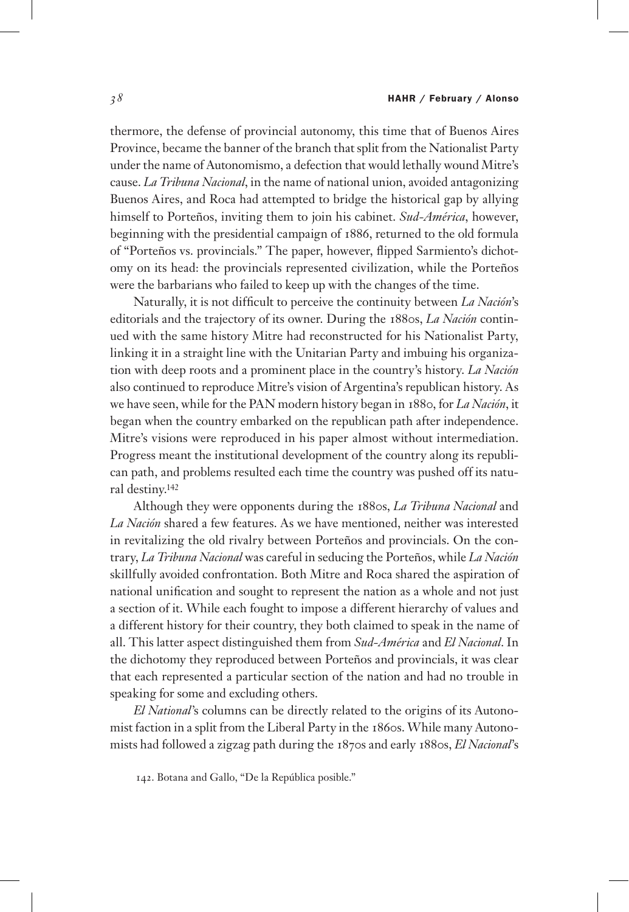thermore, the defense of provincial autonomy, this time that of Buenos Aires Province, became the banner of the branch that split from the Nationalist Party under the name of Autonomismo, a defection that would lethally wound Mitre's cause. *La Tribuna Nacional*, in the name of national union, avoided antagonizing Buenos Aires, and Roca had attempted to bridge the historical gap by allying himself to Porteños, inviting them to join his cabinet. *Sud-América*, however, beginning with the presidential campaign of 1886, returned to the old formula of "Porteños vs. provincials." The paper, however, flipped Sarmiento's dichotomy on its head: the provincials represented civilization, while the Porteños were the barbarians who failed to keep up with the changes of the time.

Naturally, it is not difficult to perceive the continuity between *La Nación*'s editorials and the trajectory of its owner. During the 1880s, *La Nación* continued with the same history Mitre had reconstructed for his Nationalist Party, linking it in a straight line with the Unitarian Party and imbuing his organization with deep roots and a prominent place in the country's history. *La Nación* also continued to reproduce Mitre's vision of Argentina's republican history. As we have seen, while for the PAN modern history began in 1880, for *La Nación*, it began when the country embarked on the republican path after independence. Mitre's visions were reproduced in his paper almost without intermediation. Progress meant the institutional development of the country along its republican path, and problems resulted each time the country was pushed off its natural destiny.[142]

Although they were opponents during the 1880s, *La Tribuna Nacional* and *La Nación* shared a few features. As we have mentioned, neither was interested in revitalizing the old rivalry between Porteños and provincials. On the contrary, *La Tribuna Nacional* was careful in seducing the Porteños, while *La Nación* skillfully avoided confrontation. Both Mitre and Roca shared the aspiration of national unification and sought to represent the nation as a whole and not just a section of it. While each fought to impose a different hierarchy of values and a different history for their country, they both claimed to speak in the name of all. This latter aspect distinguished them from *Sud-América* and *El Nacional*. In the dichotomy they reproduced between Porteños and provincials, it was clear that each represented a particular section of the nation and had no trouble in speaking for some and excluding others.

*El National*'s columns can be directly related to the origins of its Autonomist faction in a split from the Liberal Party in the 1860s. While many Autonomists had followed a zigzag path during the 1870s and early 1880s, *El Nacional*'s

142. Botana and Gallo, "De la República posible."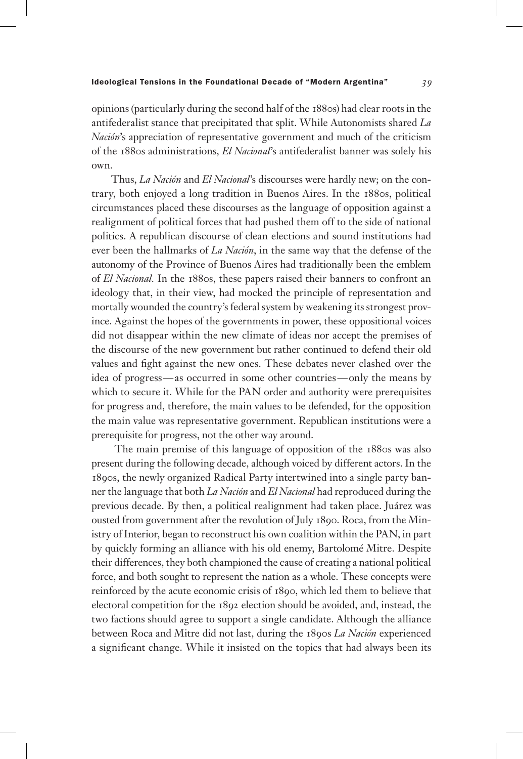opinions (particularly during the second half of the 1880s) had clear roots in the antifederalist stance that precipitated that split. While Autonomists shared *La Nación*'s appreciation of representative government and much of the criticism of the 1880s administrations, *El Nacional*'s antifederalist banner was solely his own.

Thus, *La Nación* and *El Nacional*'s discourses were hardly new; on the contrary, both enjoyed a long tradition in Buenos Aires. In the 1880s, political circumstances placed these discourses as the language of opposition against a realignment of political forces that had pushed them off to the side of national politics. A republican discourse of clean elections and sound institutions had ever been the hallmarks of *La Nación*, in the same way that the defense of the autonomy of the Province of Buenos Aires had traditionally been the emblem of *El Nacional.* In the 1880s, these papers raised their banners to confront an ideology that, in their view, had mocked the principle of representation and mortally wounded the country's federal system by weakening its strongest province. Against the hopes of the governments in power, these oppositional voices did not disappear within the new climate of ideas nor accept the premises of the discourse of the new government but rather continued to defend their old values and fight against the new ones. These debates never clashed over the idea of progress—as occurred in some other countries—only the means by which to secure it. While for the PAN order and authority were prerequisites for progress and, therefore, the main values to be defended, for the opposition the main value was representative government. Republican institutions were a prerequisite for progress, not the other way around.

The main premise of this language of opposition of the 1880s was also present during the following decade, although voiced by different actors. In the 1890s, the newly organized Radical Party intertwined into a single party banner the language that both *La Nación* and *El Nacional* had reproduced during the previous decade. By then, a political realignment had taken place. Juárez was ousted from government after the revolution of July 1890. Roca, from the Ministry of Interior, began to reconstruct his own coalition within the PAN, in part by quickly forming an alliance with his old enemy, Bartolomé Mitre. Despite their differences, they both championed the cause of creating a national political force, and both sought to represent the nation as a whole. These concepts were reinforced by the acute economic crisis of 1890, which led them to believe that electoral competition for the 1892 election should be avoided, and, instead, the two factions should agree to support a single candidate. Although the alliance between Roca and Mitre did not last, during the 1890s *La Nación* experienced a significant change. While it insisted on the topics that had always been its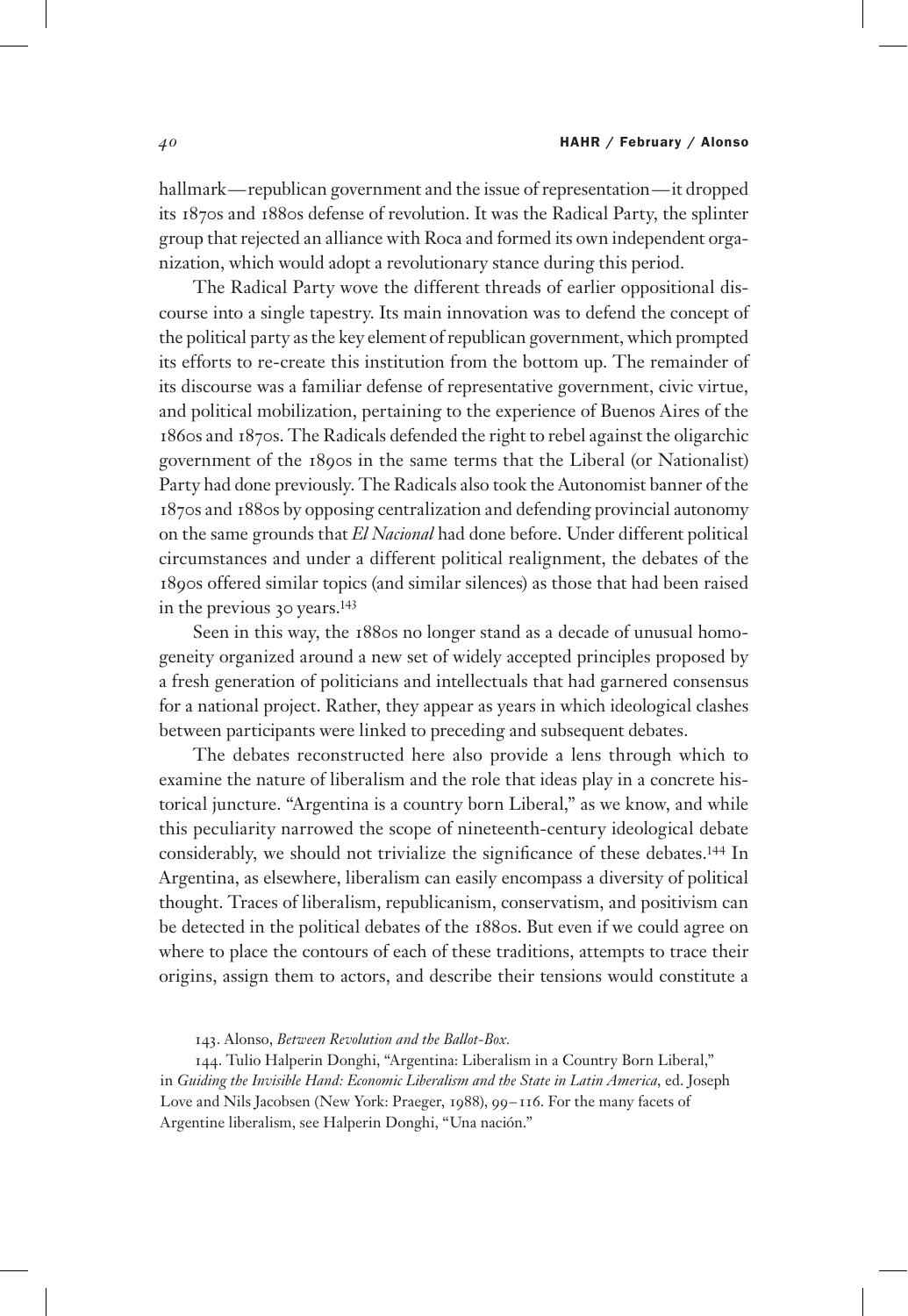hallmark—republican government and the issue of representation—it dropped its 1870s and 1880s defense of revolution. It was the Radical Party, the splinter group that rejected an alliance with Roca and formed its own independent organization, which would adopt a revolutionary stance during this period.

The Radical Party wove the different threads of earlier oppositional discourse into a single tapestry. Its main innovation was to defend the concept of the political party as the key element of republican government, which prompted its efforts to re-create this institution from the bottom up. The remainder of its discourse was a familiar defense of representative government, civic virtue, and political mobilization, pertaining to the experience of Buenos Aires of the 1860s and 1870s. The Radicals defended the right to rebel against the oligarchic government of the 1890s in the same terms that the Liberal (or Nationalist) Party had done previously. The Radicals also took the Autonomist banner of the 1870s and 1880s by opposing centralization and defending provincial autonomy on the same grounds that *El Nacional* had done before. Under different political circumstances and under a different political realignment, the debates of the 1890s offered similar topics (and similar silences) as those that had been raised in the previous 30 years.[143]

Seen in this way, the 1880s no longer stand as a decade of unusual homogeneity organized around a new set of widely accepted principles proposed by a fresh generation of politicians and intellectuals that had garnered consensus for a national project. Rather, they appear as years in which ideological clashes between participants were linked to preceding and subsequent debates.

The debates reconstructed here also provide a lens through which to examine the nature of liberalism and the role that ideas play in a concrete historical juncture. "Argentina is a country born Liberal," as we know, and while this peculiarity narrowed the scope of nineteenth-century ideological debate considerably, we should not trivialize the significance of these debates.[144] In Argentina, as elsewhere, liberalism can easily encompass a diversity of political thought. Traces of liberalism, republicanism, conservatism, and positivism can be detected in the political debates of the 1880s. But even if we could agree on where to place the contours of each of these traditions, attempts to trace their origins, assign them to actors, and describe their tensions would constitute a

143. Alonso, *Between Revolution and the Ballot-Box.*

144. Tulio Halperin Donghi, "Argentina: Liberalism in a Country Born Liberal," in *Guiding the Invisible Hand: Economic Liberalism and the State in Latin America*, ed. Joseph Love and Nils Jacobsen (New York: Praeger, 1988), 99–116. For the many facets of Argentine liberalism, see Halperin Donghi, "Una nación."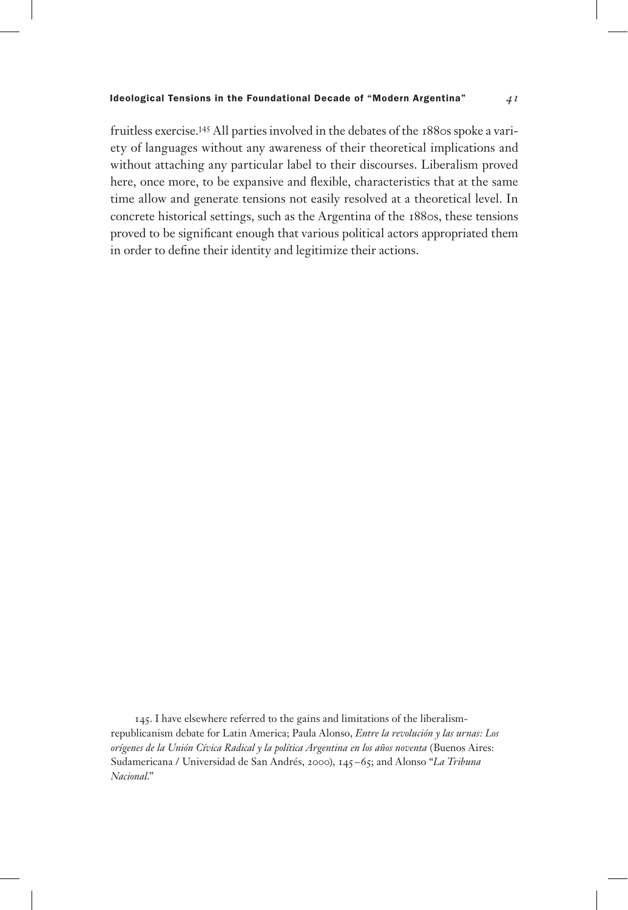fruitless exercise.[145] All parties involved in the debates of the 1880s spoke a variety of languages without any awareness of their theoretical implications and without attaching any particular label to their discourses. Liberalism proved here, once more, to be expansive and flexible, characteristics that at the same time allow and generate tensions not easily resolved at a theoretical level. In concrete historical settings, such as the Argentina of the 1880s, these tensions proved to be significant enough that various political actors appropriated them in order to define their identity and legitimize their actions.

145. I have elsewhere referred to the gains and limitations of the liberalism-republicanism debate for Latin America; Paula Alonso, *Entre la revolución y las urnas: Los orígenes de la Unión Cívica Radical y la política Argentina en los años noventa* (Buenos Aires: Sudamericana / Universidad de San Andrés, 2000), 145–65; and Alonso "*La Tribuna Nacional*."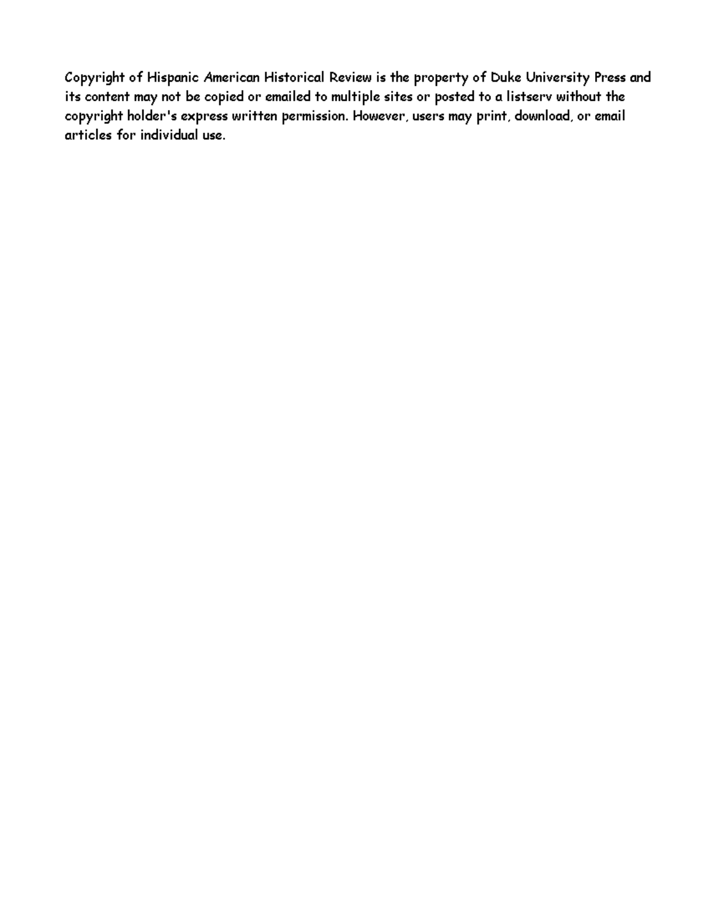Copyright of Hispanic American Historical Review is the property of Duke University Press and its content may not be copied or emailed to multiple sites or posted to a listserv without the copyright holder's express written permission. However, users may print, download, or email articles for individual use.